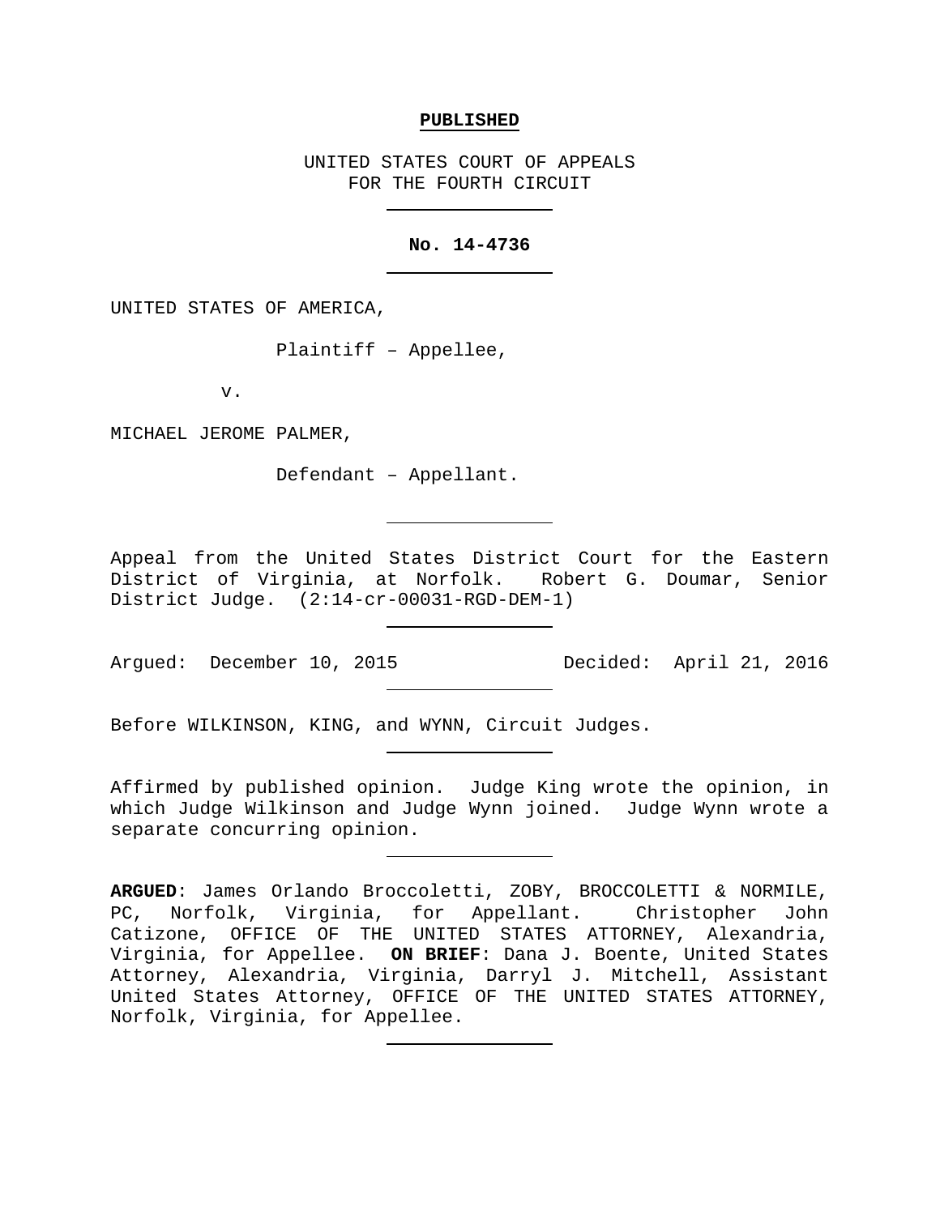**PUBLISHED**

UNITED STATES COURT OF APPEALS
FOR THE FOURTH CIRCUIT

---

**No. 14-4736**

---

UNITED STATES OF AMERICA,

Plaintiff – Appellee,

v.

MICHAEL JEROME PALMER,

Defendant – Appellant.

---

Appeal from the United States District Court for the Eastern District of Virginia, at Norfolk. Robert G. Doumar, Senior District Judge. (2:14-cr-00031-RGD-DEM-1)

---

Argued: December 10, 2015 Decided: April 21, 2016

---

Before WILKINSON, KING, and WYNN, Circuit Judges.

---

Affirmed by published opinion. Judge King wrote the opinion, in which Judge Wilkinson and Judge Wynn joined. Judge Wynn wrote a separate concurring opinion.

---

**ARGUED**: James Orlando Broccoletti, ZOBY, BROCCOLETTI & NORMILE, PC, Norfolk, Virginia, for Appellant. Christopher John Catizone, OFFICE OF THE UNITED STATES ATTORNEY, Alexandria, Virginia, for Appellee. **ON BRIEF**: Dana J. Boente, United States Attorney, Alexandria, Virginia, Darryl J. Mitchell, Assistant United States Attorney, OFFICE OF THE UNITED STATES ATTORNEY, Norfolk, Virginia, for Appellee.

---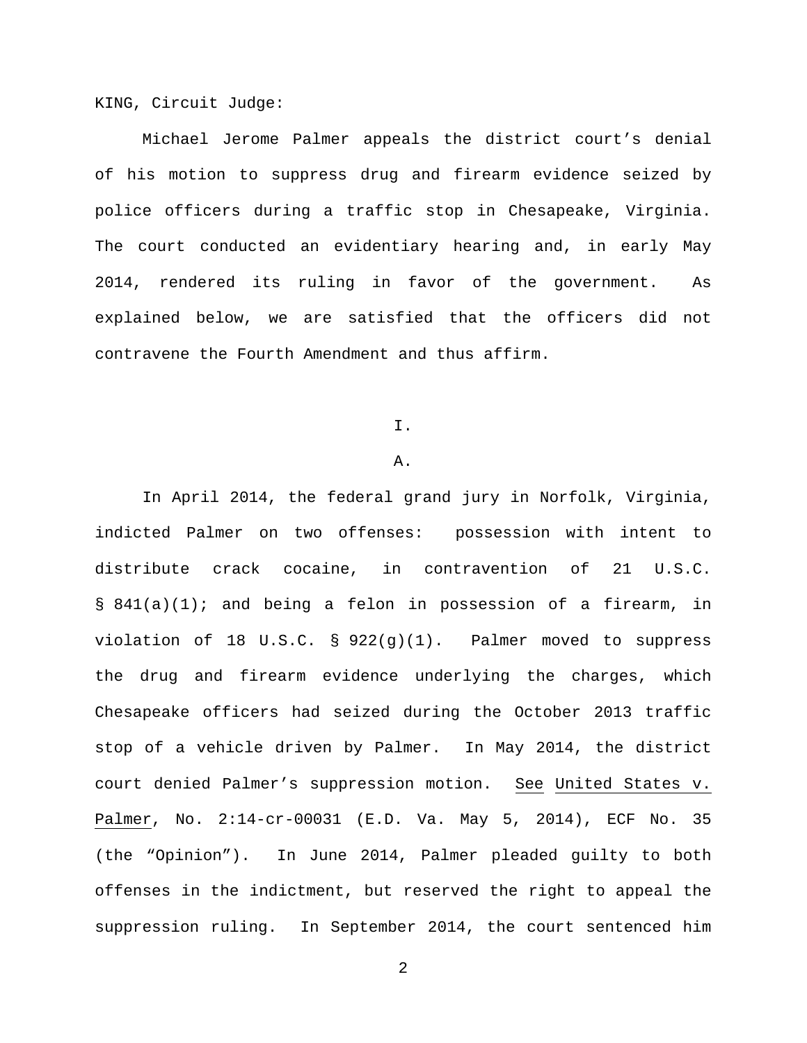KING, Circuit Judge:

Michael Jerome Palmer appeals the district court's denial of his motion to suppress drug and firearm evidence seized by police officers during a traffic stop in Chesapeake, Virginia. The court conducted an evidentiary hearing and, in early May 2014, rendered its ruling in favor of the government. As explained below, we are satisfied that the officers did not contravene the Fourth Amendment and thus affirm.

# I.

## A.

In April 2014, the federal grand jury in Norfolk, Virginia, indicted Palmer on two offenses: possession with intent to distribute crack cocaine, in contravention of 21 U.S.C. § 841(a)(1); and being a felon in possession of a firearm, in violation of 18 U.S.C. § 922(g)(1). Palmer moved to suppress the drug and firearm evidence underlying the charges, which Chesapeake officers had seized during the October 2013 traffic stop of a vehicle driven by Palmer. In May 2014, the district court denied Palmer's suppression motion. See United States v. Palmer, No. 2:14-cr-00031 (E.D. Va. May 5, 2014), ECF No. 35 (the "Opinion"). In June 2014, Palmer pleaded guilty to both offenses in the indictment, but reserved the right to appeal the suppression ruling. In September 2014, the court sentenced him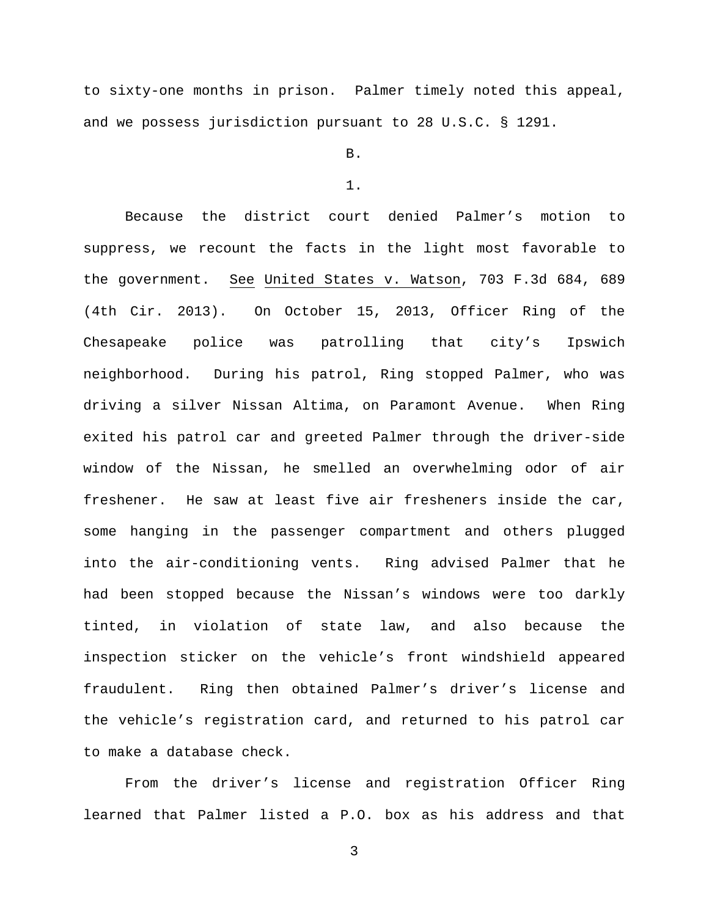to sixty-one months in prison. Palmer timely noted this appeal, and we possess jurisdiction pursuant to 28 U.S.C. § 1291.

B.

1.

Because the district court denied Palmer's motion to suppress, we recount the facts in the light most favorable to the government. See United States v. Watson, 703 F.3d 684, 689 (4th Cir. 2013). On October 15, 2013, Officer Ring of the Chesapeake police was patrolling that city's Ipswich neighborhood. During his patrol, Ring stopped Palmer, who was driving a silver Nissan Altima, on Paramont Avenue. When Ring exited his patrol car and greeted Palmer through the driver-side window of the Nissan, he smelled an overwhelming odor of air freshener. He saw at least five air fresheners inside the car, some hanging in the passenger compartment and others plugged into the air-conditioning vents. Ring advised Palmer that he had been stopped because the Nissan's windows were too darkly tinted, in violation of state law, and also because the inspection sticker on the vehicle's front windshield appeared fraudulent. Ring then obtained Palmer's driver's license and the vehicle's registration card, and returned to his patrol car to make a database check.

From the driver's license and registration Officer Ring learned that Palmer listed a P.O. box as his address and that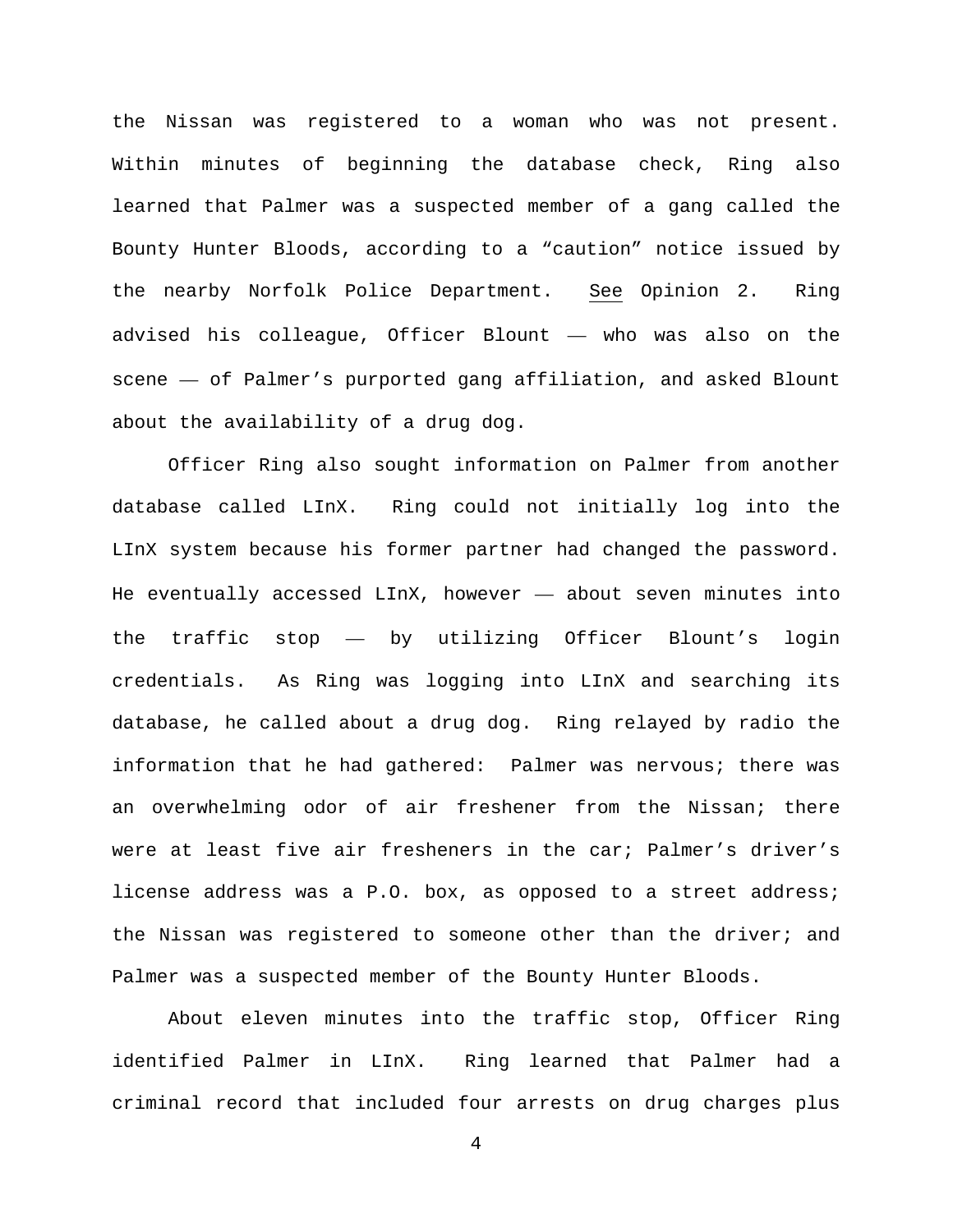the Nissan was registered to a woman who was not present. Within minutes of beginning the database check, Ring also learned that Palmer was a suspected member of a gang called the Bounty Hunter Bloods, according to a "caution" notice issued by the nearby Norfolk Police Department. See Opinion 2. Ring advised his colleague, Officer Blount — who was also on the scene — of Palmer's purported gang affiliation, and asked Blount about the availability of a drug dog.

Officer Ring also sought information on Palmer from another database called LInX. Ring could not initially log into the LInX system because his former partner had changed the password. He eventually accessed LInX, however — about seven minutes into the traffic stop — by utilizing Officer Blount's login credentials. As Ring was logging into LInX and searching its database, he called about a drug dog. Ring relayed by radio the information that he had gathered: Palmer was nervous; there was an overwhelming odor of air freshener from the Nissan; there were at least five air fresheners in the car; Palmer's driver's license address was a P.O. box, as opposed to a street address; the Nissan was registered to someone other than the driver; and Palmer was a suspected member of the Bounty Hunter Bloods.

About eleven minutes into the traffic stop, Officer Ring identified Palmer in LInX. Ring learned that Palmer had a criminal record that included four arrests on drug charges plus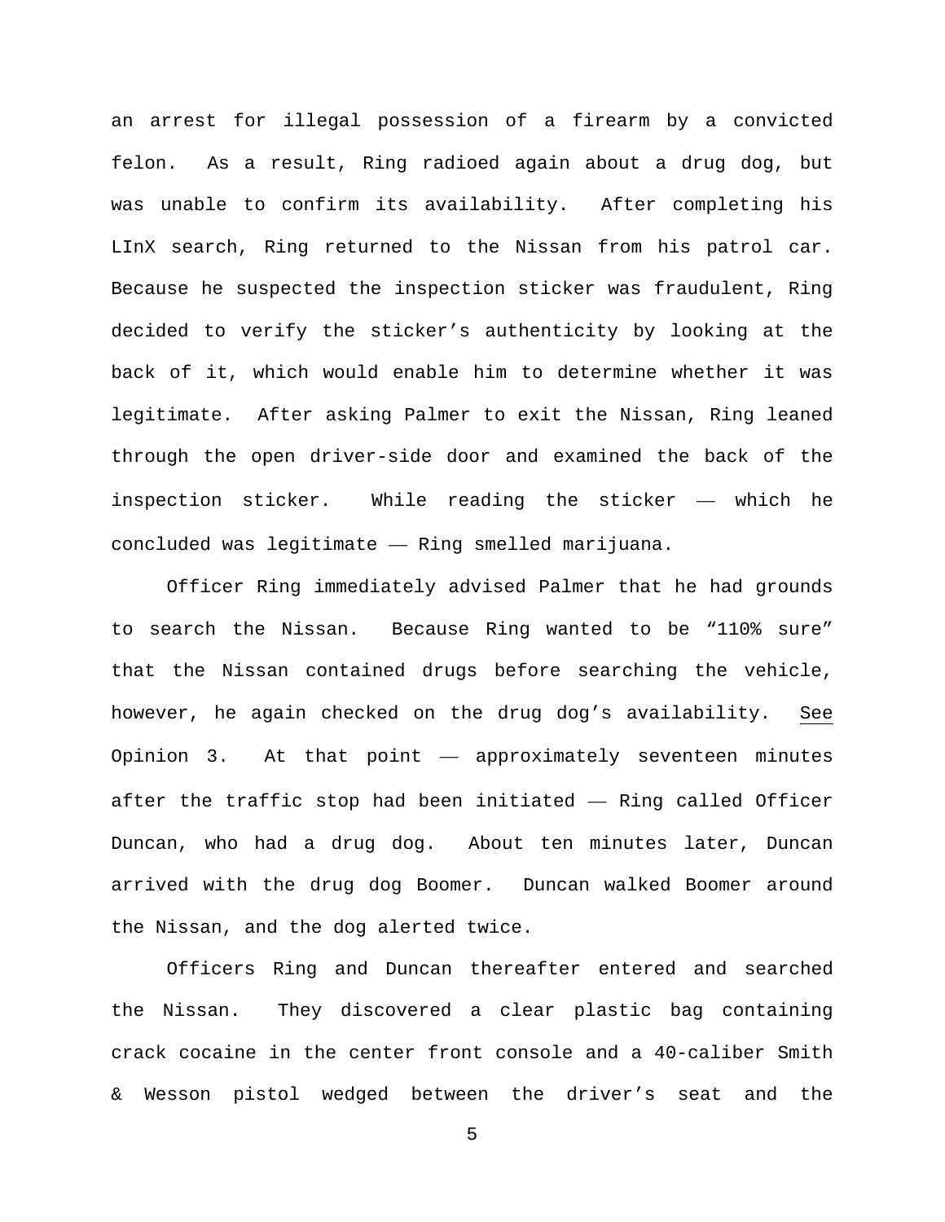an arrest for illegal possession of a firearm by a convicted felon. As a result, Ring radioed again about a drug dog, but was unable to confirm its availability. After completing his LInX search, Ring returned to the Nissan from his patrol car. Because he suspected the inspection sticker was fraudulent, Ring decided to verify the sticker's authenticity by looking at the back of it, which would enable him to determine whether it was legitimate. After asking Palmer to exit the Nissan, Ring leaned through the open driver-side door and examined the back of the inspection sticker. While reading the sticker — which he concluded was legitimate — Ring smelled marijuana.

Officer Ring immediately advised Palmer that he had grounds to search the Nissan. Because Ring wanted to be "110% sure" that the Nissan contained drugs before searching the vehicle, however, he again checked on the drug dog's availability. See Opinion 3. At that point — approximately seventeen minutes after the traffic stop had been initiated — Ring called Officer Duncan, who had a drug dog. About ten minutes later, Duncan arrived with the drug dog Boomer. Duncan walked Boomer around the Nissan, and the dog alerted twice.

Officers Ring and Duncan thereafter entered and searched the Nissan. They discovered a clear plastic bag containing crack cocaine in the center front console and a 40-caliber Smith & Wesson pistol wedged between the driver's seat and the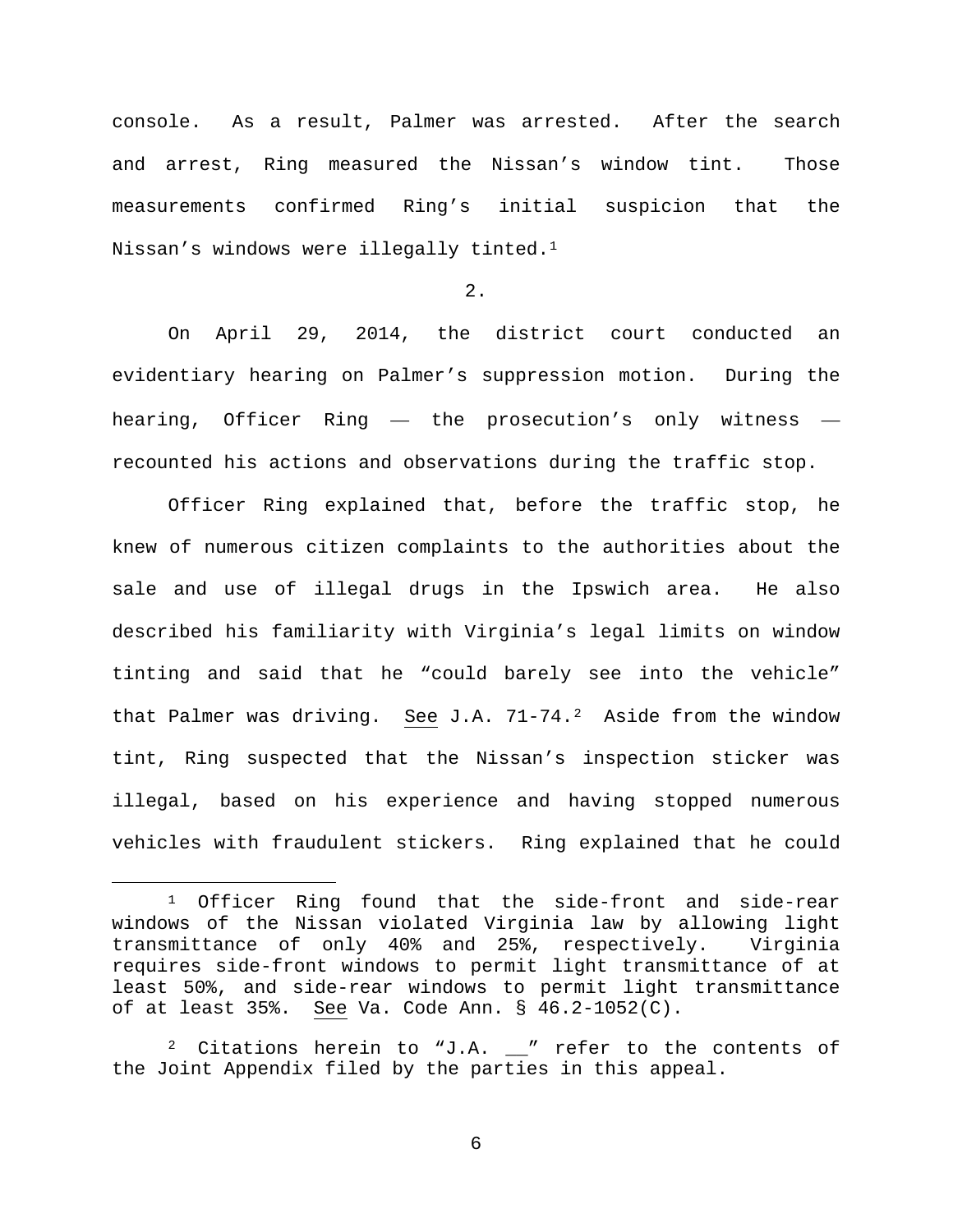console. As a result, Palmer was arrested. After the search and arrest, Ring measured the Nissan's window tint. Those measurements confirmed Ring's initial suspicion that the Nissan's windows were illegally tinted.[1]

2.

On April 29, 2014, the district court conducted an evidentiary hearing on Palmer's suppression motion. During the hearing, Officer Ring — the prosecution's only witness — recounted his actions and observations during the traffic stop.

Officer Ring explained that, before the traffic stop, he knew of numerous citizen complaints to the authorities about the sale and use of illegal drugs in the Ipswich area. He also described his familiarity with Virginia's legal limits on window tinting and said that he "could barely see into the vehicle" that Palmer was driving. See J.A. 71-74.[2] Aside from the window tint, Ring suspected that the Nissan's inspection sticker was illegal, based on his experience and having stopped numerous vehicles with fraudulent stickers. Ring explained that he could

---

[1] Officer Ring found that the side-front and side-rear windows of the Nissan violated Virginia law by allowing light transmittance of only 40% and 25%, respectively. Virginia requires side-front windows to permit light transmittance of at least 50%, and side-rear windows to permit light transmittance of at least 35%. See Va. Code Ann. § 46.2-1052(C).

[2] Citations herein to "J.A. __" refer to the contents of the Joint Appendix filed by the parties in this appeal.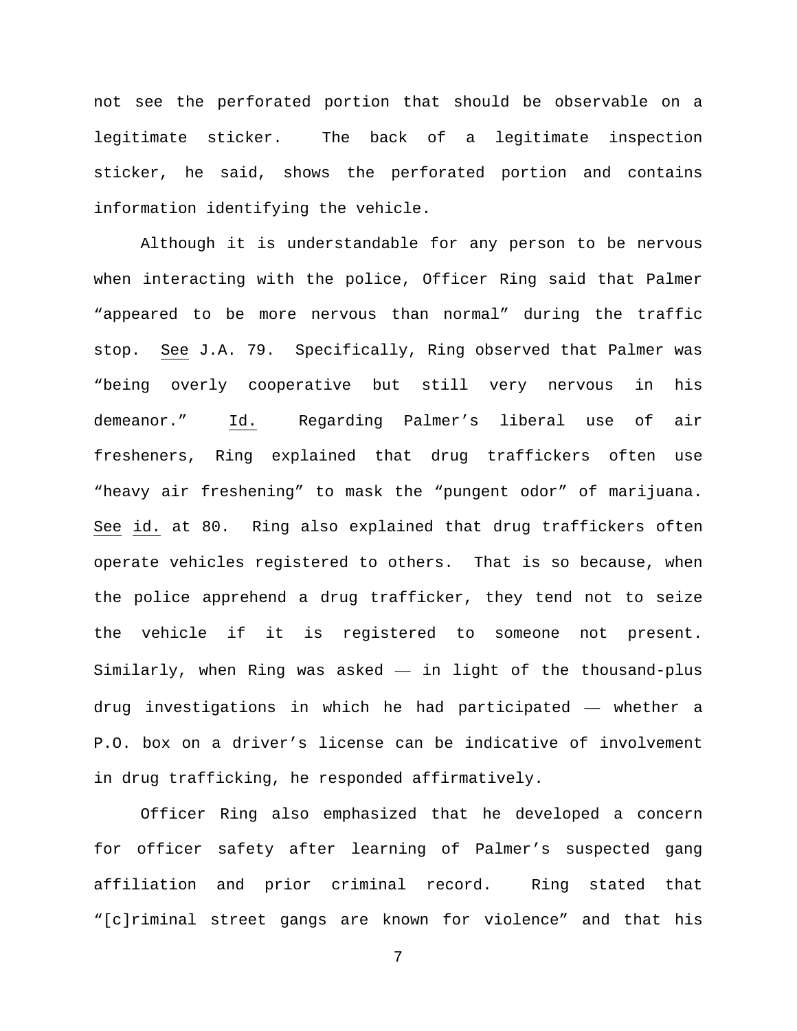not see the perforated portion that should be observable on a legitimate sticker. The back of a legitimate inspection sticker, he said, shows the perforated portion and contains information identifying the vehicle.

Although it is understandable for any person to be nervous when interacting with the police, Officer Ring said that Palmer "appeared to be more nervous than normal" during the traffic stop. See J.A. 79. Specifically, Ring observed that Palmer was "being overly cooperative but still very nervous in his demeanor." Id. Regarding Palmer's liberal use of air fresheners, Ring explained that drug traffickers often use "heavy air freshening" to mask the "pungent odor" of marijuana. See id. at 80. Ring also explained that drug traffickers often operate vehicles registered to others. That is so because, when the police apprehend a drug trafficker, they tend not to seize the vehicle if it is registered to someone not present. Similarly, when Ring was asked — in light of the thousand-plus drug investigations in which he had participated — whether a P.O. box on a driver's license can be indicative of involvement in drug trafficking, he responded affirmatively.

Officer Ring also emphasized that he developed a concern for officer safety after learning of Palmer's suspected gang affiliation and prior criminal record. Ring stated that "[c]riminal street gangs are known for violence" and that his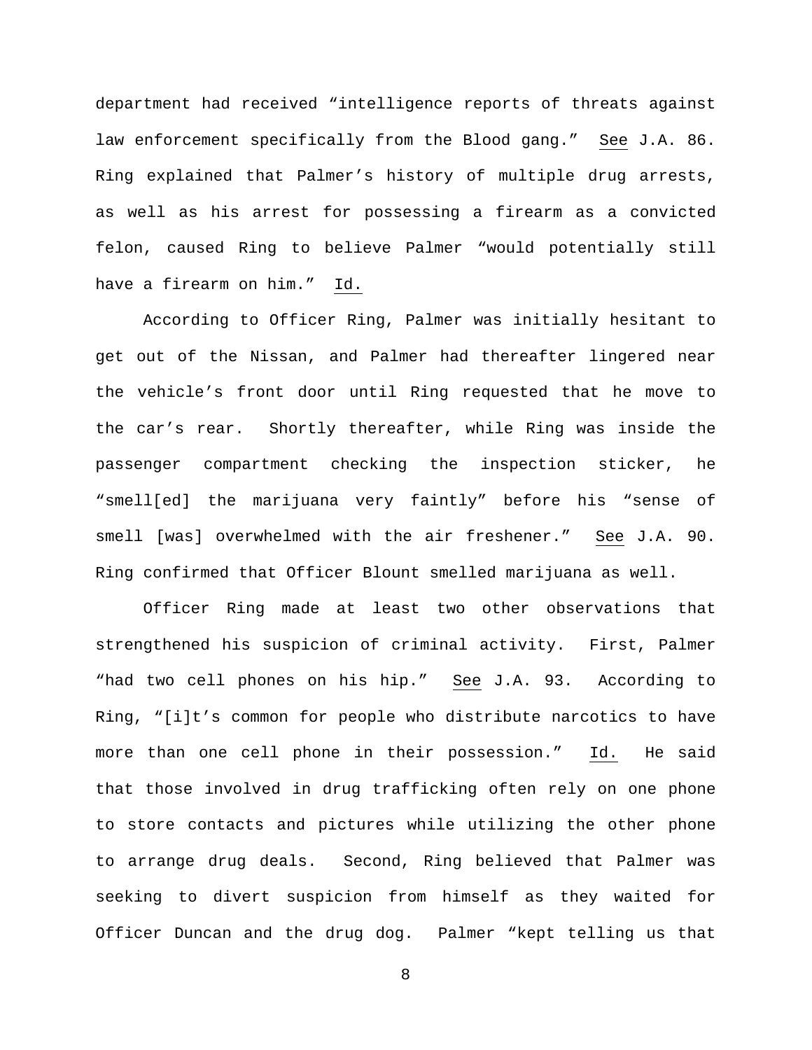department had received "intelligence reports of threats against law enforcement specifically from the Blood gang." See J.A. 86. Ring explained that Palmer's history of multiple drug arrests, as well as his arrest for possessing a firearm as a convicted felon, caused Ring to believe Palmer "would potentially still have a firearm on him." Id.

According to Officer Ring, Palmer was initially hesitant to get out of the Nissan, and Palmer had thereafter lingered near the vehicle's front door until Ring requested that he move to the car's rear. Shortly thereafter, while Ring was inside the passenger compartment checking the inspection sticker, he "smell[ed] the marijuana very faintly" before his "sense of smell [was] overwhelmed with the air freshener." See J.A. 90. Ring confirmed that Officer Blount smelled marijuana as well.

Officer Ring made at least two other observations that strengthened his suspicion of criminal activity. First, Palmer "had two cell phones on his hip." See J.A. 93. According to Ring, "[i]t's common for people who distribute narcotics to have more than one cell phone in their possession." Id. He said that those involved in drug trafficking often rely on one phone to store contacts and pictures while utilizing the other phone to arrange drug deals. Second, Ring believed that Palmer was seeking to divert suspicion from himself as they waited for Officer Duncan and the drug dog. Palmer "kept telling us that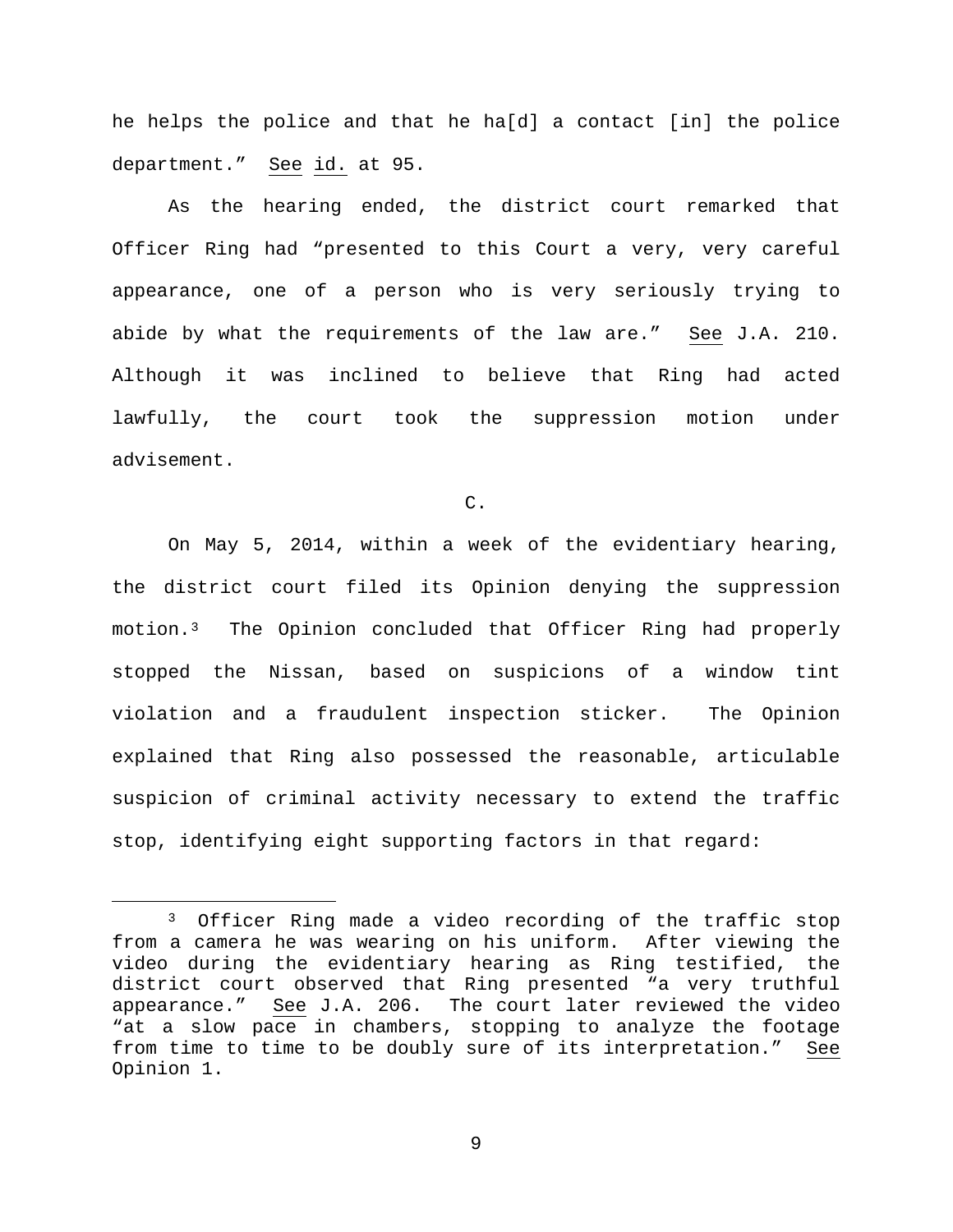he helps the police and that he ha[d] a contact [in] the police department." See id. at 95.

As the hearing ended, the district court remarked that Officer Ring had "presented to this Court a very, very careful appearance, one of a person who is very seriously trying to abide by what the requirements of the law are." See J.A. 210. Although it was inclined to believe that Ring had acted lawfully, the court took the suppression motion under advisement.

C.

On May 5, 2014, within a week of the evidentiary hearing, the district court filed its Opinion denying the suppression motion.[3] The Opinion concluded that Officer Ring had properly stopped the Nissan, based on suspicions of a window tint violation and a fraudulent inspection sticker. The Opinion explained that Ring also possessed the reasonable, articulable suspicion of criminal activity necessary to extend the traffic stop, identifying eight supporting factors in that regard:

---

[3] Officer Ring made a video recording of the traffic stop from a camera he was wearing on his uniform. After viewing the video during the evidentiary hearing as Ring testified, the district court observed that Ring presented "a very truthful appearance." See J.A. 206. The court later reviewed the video "at a slow pace in chambers, stopping to analyze the footage from time to time to be doubly sure of its interpretation." See Opinion 1.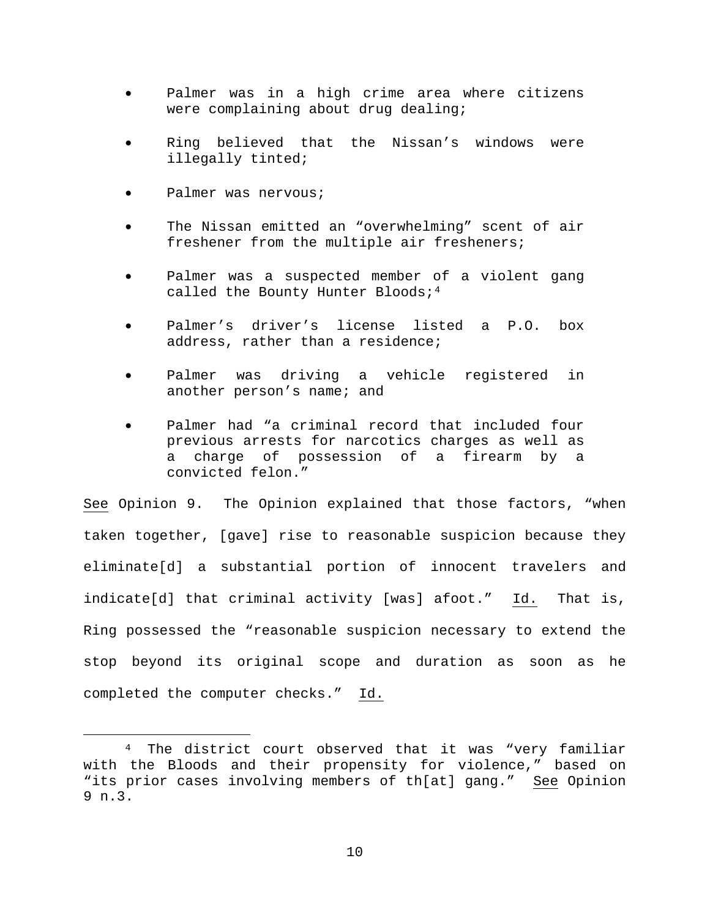- Palmer was in a high crime area where citizens were complaining about drug dealing;
- Ring believed that the Nissan's windows were illegally tinted;
- Palmer was nervous;
- The Nissan emitted an "overwhelming" scent of air freshener from the multiple air fresheners;
- Palmer was a suspected member of a violent gang called the Bounty Hunter Bloods;[4]
- Palmer's driver's license listed a P.O. box address, rather than a residence;
- Palmer was driving a vehicle registered in another person's name; and
- Palmer had "a criminal record that included four previous arrests for narcotics charges as well as a charge of possession of a firearm by a convicted felon."

See Opinion 9. The Opinion explained that those factors, "when taken together, [gave] rise to reasonable suspicion because they eliminate[d] a substantial portion of innocent travelers and indicate[d] that criminal activity [was] afoot." Id. That is, Ring possessed the "reasonable suspicion necessary to extend the stop beyond its original scope and duration as soon as he completed the computer checks." Id.

---

[4] The district court observed that it was "very familiar with the Bloods and their propensity for violence," based on "its prior cases involving members of th[at] gang." See Opinion 9 n.3.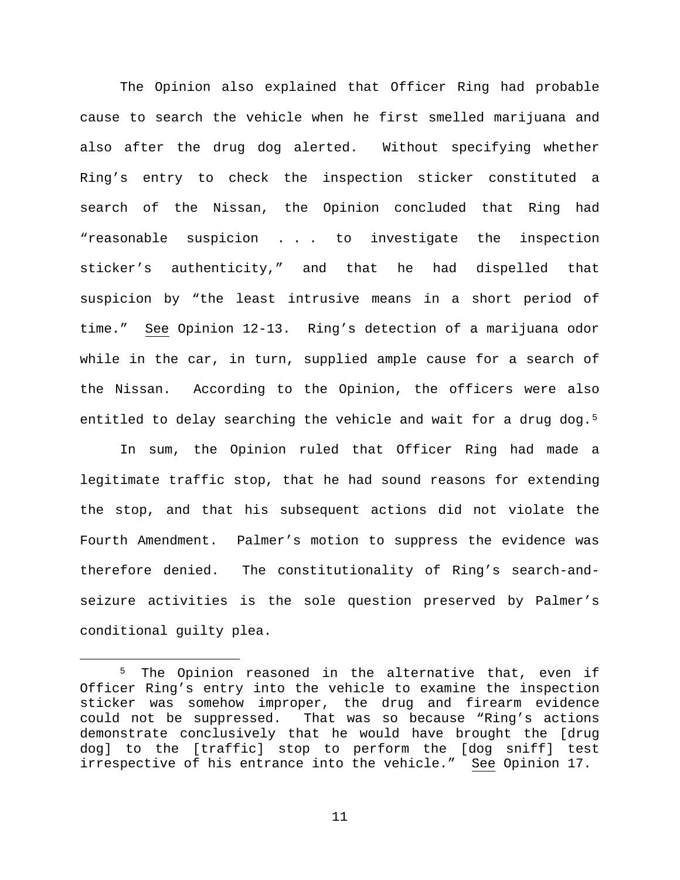The Opinion also explained that Officer Ring had probable cause to search the vehicle when he first smelled marijuana and also after the drug dog alerted. Without specifying whether Ring's entry to check the inspection sticker constituted a search of the Nissan, the Opinion concluded that Ring had "reasonable suspicion . . . to investigate the inspection sticker's authenticity," and that he had dispelled that suspicion by "the least intrusive means in a short period of time." See Opinion 12-13. Ring's detection of a marijuana odor while in the car, in turn, supplied ample cause for a search of the Nissan. According to the Opinion, the officers were also entitled to delay searching the vehicle and wait for a drug dog.[5]

In sum, the Opinion ruled that Officer Ring had made a legitimate traffic stop, that he had sound reasons for extending the stop, and that his subsequent actions did not violate the Fourth Amendment. Palmer's motion to suppress the evidence was therefore denied. The constitutionality of Ring's search-and-seizure activities is the sole question preserved by Palmer's conditional guilty plea.

---

[5] The Opinion reasoned in the alternative that, even if Officer Ring's entry into the vehicle to examine the inspection sticker was somehow improper, the drug and firearm evidence could not be suppressed. That was so because "Ring's actions demonstrate conclusively that he would have brought the [drug dog] to the [traffic] stop to perform the [dog sniff] test irrespective of his entrance into the vehicle." See Opinion 17.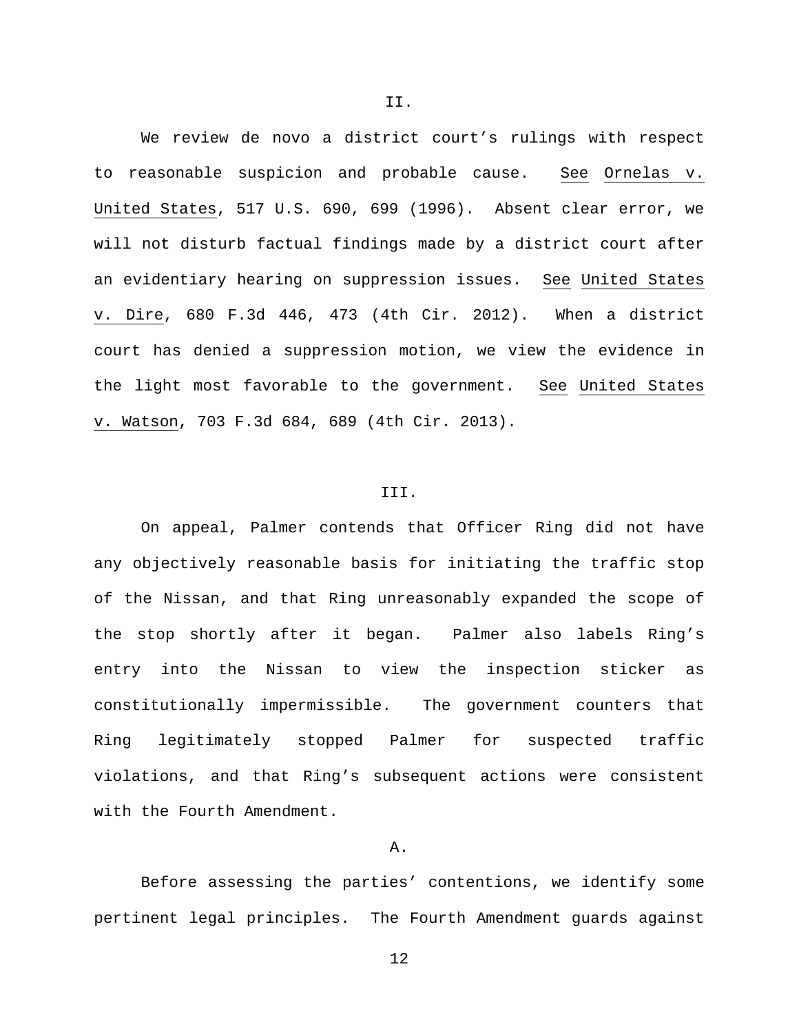## II.

We review de novo a district court's rulings with respect to reasonable suspicion and probable cause. _See_ _Ornelas v. United States_, 517 U.S. 690, 699 (1996). Absent clear error, we will not disturb factual findings made by a district court after an evidentiary hearing on suppression issues. _See_ _United States v. Dire_, 680 F.3d 446, 473 (4th Cir. 2012). When a district court has denied a suppression motion, we view the evidence in the light most favorable to the government. _See_ _United States v. Watson_, 703 F.3d 684, 689 (4th Cir. 2013).

## III.

On appeal, Palmer contends that Officer Ring did not have any objectively reasonable basis for initiating the traffic stop of the Nissan, and that Ring unreasonably expanded the scope of the stop shortly after it began. Palmer also labels Ring's entry into the Nissan to view the inspection sticker as constitutionally impermissible. The government counters that Ring legitimately stopped Palmer for suspected traffic violations, and that Ring's subsequent actions were consistent with the Fourth Amendment.

### A.

Before assessing the parties' contentions, we identify some pertinent legal principles. The Fourth Amendment guards against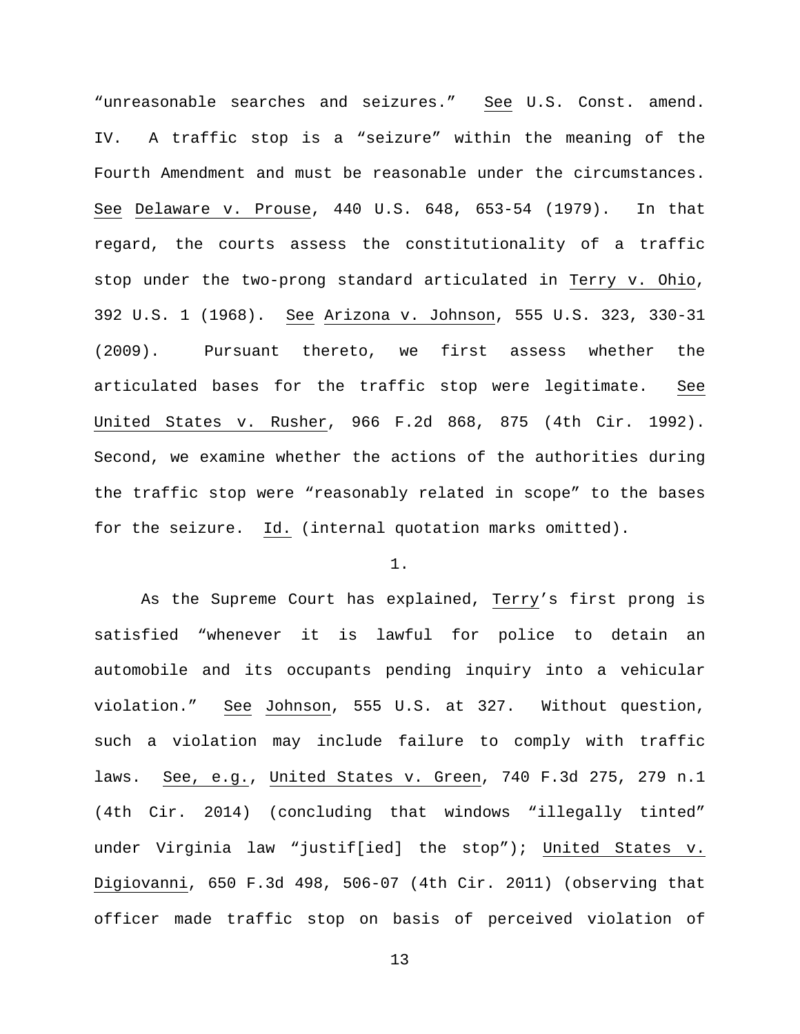"unreasonable searches and seizures." See U.S. Const. amend. IV. A traffic stop is a "seizure" within the meaning of the Fourth Amendment and must be reasonable under the circumstances. See Delaware v. Prouse, 440 U.S. 648, 653-54 (1979). In that regard, the courts assess the constitutionality of a traffic stop under the two-prong standard articulated in Terry v. Ohio, 392 U.S. 1 (1968). See Arizona v. Johnson, 555 U.S. 323, 330-31 (2009). Pursuant thereto, we first assess whether the articulated bases for the traffic stop were legitimate. See United States v. Rusher, 966 F.2d 868, 875 (4th Cir. 1992). Second, we examine whether the actions of the authorities during the traffic stop were "reasonably related in scope" to the bases for the seizure. Id. (internal quotation marks omitted).

1.

As the Supreme Court has explained, Terry's first prong is satisfied "whenever it is lawful for police to detain an automobile and its occupants pending inquiry into a vehicular violation." See Johnson, 555 U.S. at 327. Without question, such a violation may include failure to comply with traffic laws. See, e.g., United States v. Green, 740 F.3d 275, 279 n.1 (4th Cir. 2014) (concluding that windows "illegally tinted" under Virginia law "justif[ied] the stop"); United States v. Digiovanni, 650 F.3d 498, 506-07 (4th Cir. 2011) (observing that officer made traffic stop on basis of perceived violation of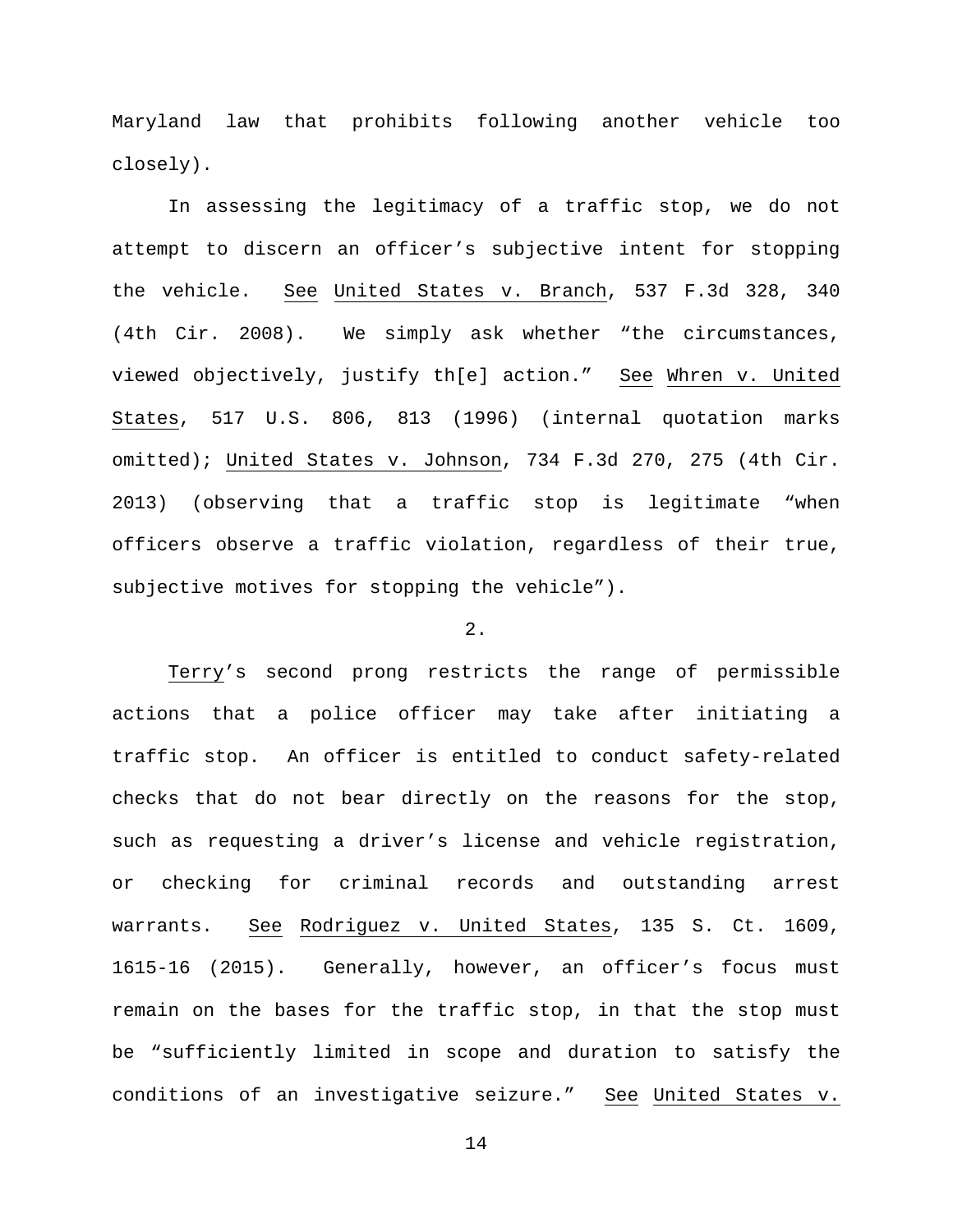Maryland law that prohibits following another vehicle too closely).

In assessing the legitimacy of a traffic stop, we do not attempt to discern an officer's subjective intent for stopping the vehicle. See United States v. Branch, 537 F.3d 328, 340 (4th Cir. 2008). We simply ask whether "the circumstances, viewed objectively, justify th[e] action." See Whren v. United States, 517 U.S. 806, 813 (1996) (internal quotation marks omitted); United States v. Johnson, 734 F.3d 270, 275 (4th Cir. 2013) (observing that a traffic stop is legitimate "when officers observe a traffic violation, regardless of their true, subjective motives for stopping the vehicle").

2.

Terry's second prong restricts the range of permissible actions that a police officer may take after initiating a traffic stop. An officer is entitled to conduct safety-related checks that do not bear directly on the reasons for the stop, such as requesting a driver's license and vehicle registration, or checking for criminal records and outstanding arrest warrants. See Rodriguez v. United States, 135 S. Ct. 1609, 1615-16 (2015). Generally, however, an officer's focus must remain on the bases for the traffic stop, in that the stop must be "sufficiently limited in scope and duration to satisfy the conditions of an investigative seizure." See United States v.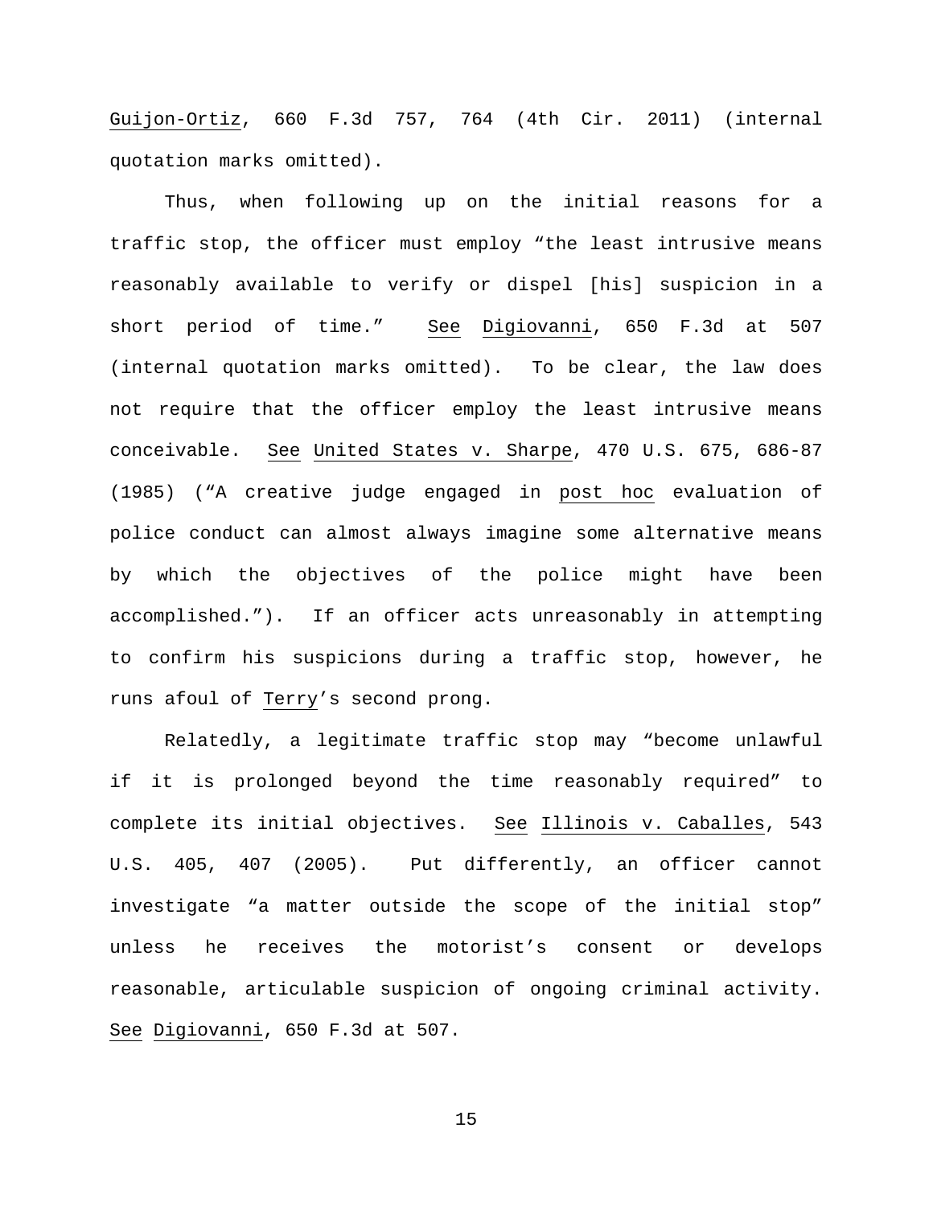Guijon-Ortiz, 660 F.3d 757, 764 (4th Cir. 2011) (internal quotation marks omitted).

Thus, when following up on the initial reasons for a traffic stop, the officer must employ "the least intrusive means reasonably available to verify or dispel [his] suspicion in a short period of time." See Digiovanni, 650 F.3d at 507 (internal quotation marks omitted). To be clear, the law does not require that the officer employ the least intrusive means conceivable. See United States v. Sharpe, 470 U.S. 675, 686-87 (1985) ("A creative judge engaged in post hoc evaluation of police conduct can almost always imagine some alternative means by which the objectives of the police might have been accomplished."). If an officer acts unreasonably in attempting to confirm his suspicions during a traffic stop, however, he runs afoul of Terry's second prong.

Relatedly, a legitimate traffic stop may "become unlawful if it is prolonged beyond the time reasonably required" to complete its initial objectives. See Illinois v. Caballes, 543 U.S. 405, 407 (2005). Put differently, an officer cannot investigate "a matter outside the scope of the initial stop" unless he receives the motorist's consent or develops reasonable, articulable suspicion of ongoing criminal activity. See Digiovanni, 650 F.3d at 507.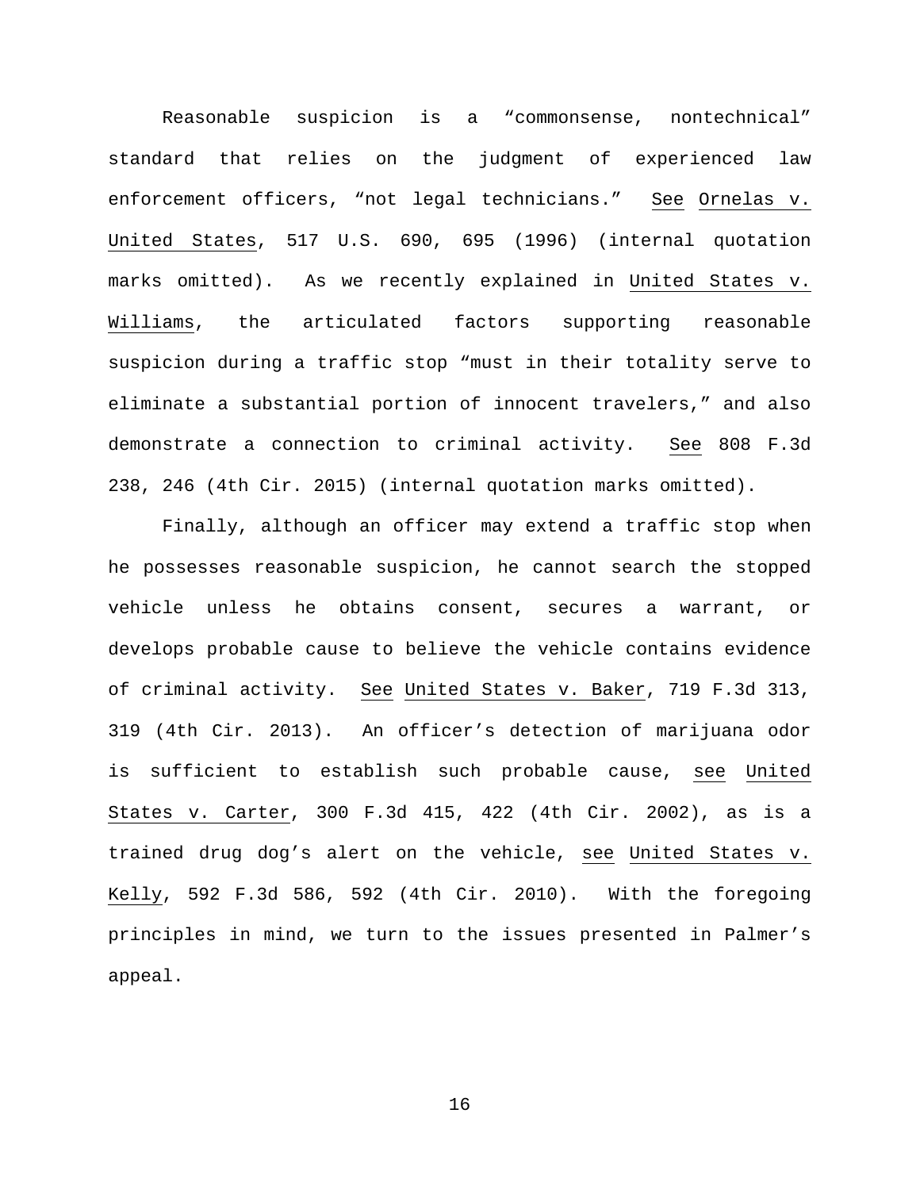Reasonable suspicion is a "commonsense, nontechnical" standard that relies on the judgment of experienced law enforcement officers, "not legal technicians." See Ornelas v. United States, 517 U.S. 690, 695 (1996) (internal quotation marks omitted). As we recently explained in United States v. Williams, the articulated factors supporting reasonable suspicion during a traffic stop "must in their totality serve to eliminate a substantial portion of innocent travelers," and also demonstrate a connection to criminal activity. See 808 F.3d 238, 246 (4th Cir. 2015) (internal quotation marks omitted).

Finally, although an officer may extend a traffic stop when he possesses reasonable suspicion, he cannot search the stopped vehicle unless he obtains consent, secures a warrant, or develops probable cause to believe the vehicle contains evidence of criminal activity. See United States v. Baker, 719 F.3d 313, 319 (4th Cir. 2013). An officer's detection of marijuana odor is sufficient to establish such probable cause, see United States v. Carter, 300 F.3d 415, 422 (4th Cir. 2002), as is a trained drug dog's alert on the vehicle, see United States v. Kelly, 592 F.3d 586, 592 (4th Cir. 2010). With the foregoing principles in mind, we turn to the issues presented in Palmer's appeal.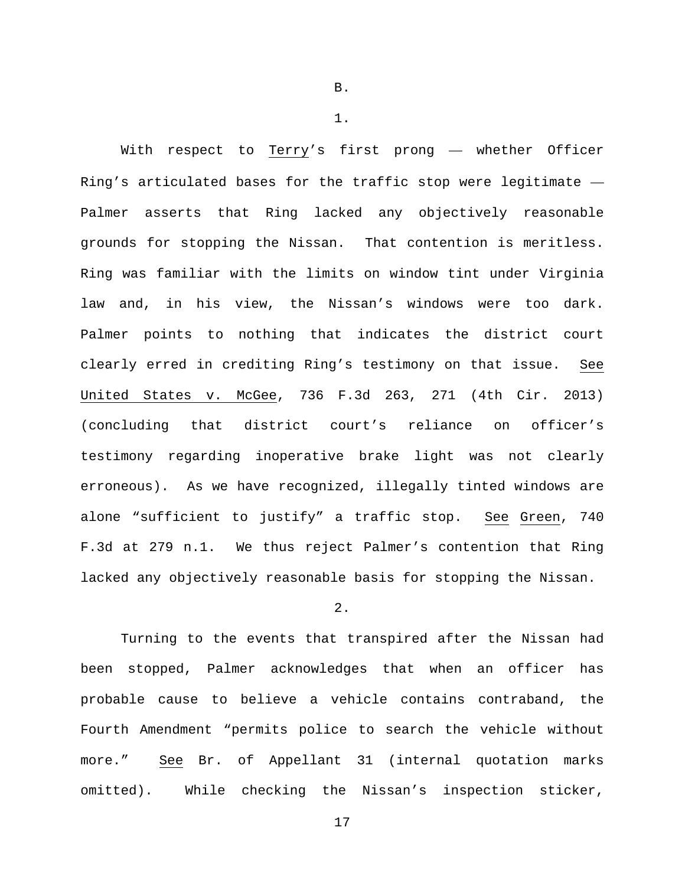B.

1.

With respect to _Terry_'s first prong — whether Officer Ring's articulated bases for the traffic stop were legitimate — Palmer asserts that Ring lacked any objectively reasonable grounds for stopping the Nissan. That contention is meritless. Ring was familiar with the limits on window tint under Virginia law and, in his view, the Nissan's windows were too dark. Palmer points to nothing that indicates the district court clearly erred in crediting Ring's testimony on that issue. _See_ _United States v. McGee_, 736 F.3d 263, 271 (4th Cir. 2013) (concluding that district court's reliance on officer's testimony regarding inoperative brake light was not clearly erroneous). As we have recognized, illegally tinted windows are alone "sufficient to justify" a traffic stop. _See_ _Green_, 740 F.3d at 279 n.1. We thus reject Palmer's contention that Ring lacked any objectively reasonable basis for stopping the Nissan.

2.

Turning to the events that transpired after the Nissan had been stopped, Palmer acknowledges that when an officer has probable cause to believe a vehicle contains contraband, the Fourth Amendment "permits police to search the vehicle without more." _See_ Br. of Appellant 31 (internal quotation marks omitted). While checking the Nissan's inspection sticker,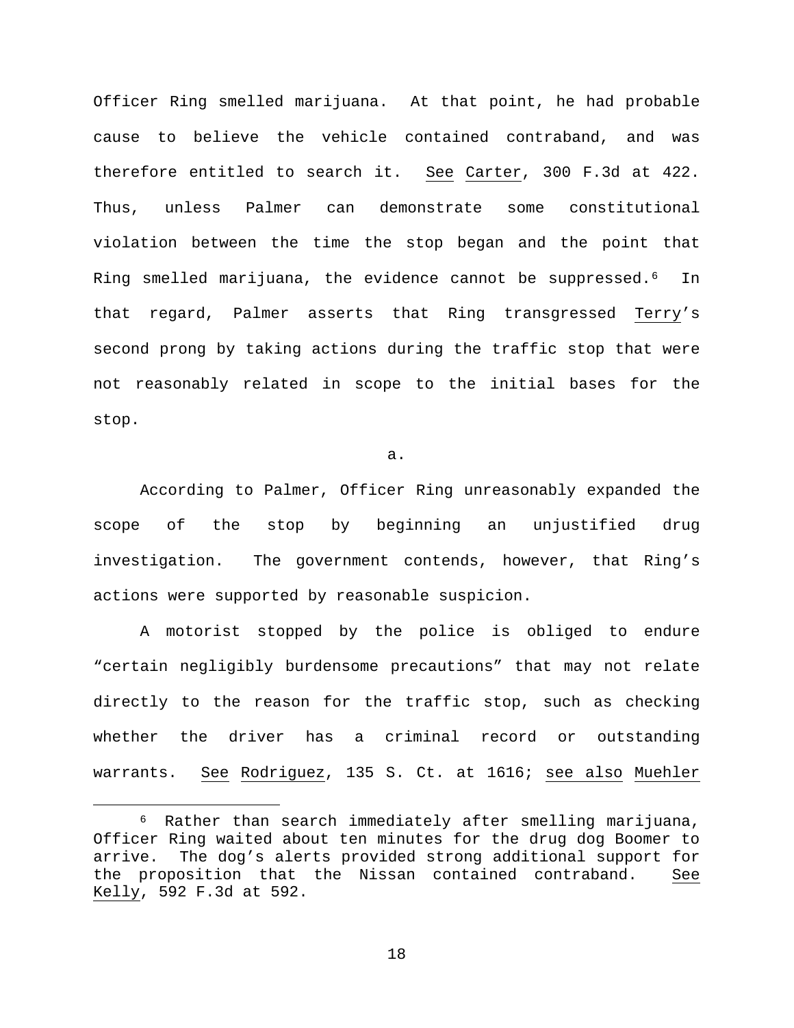Officer Ring smelled marijuana. At that point, he had probable cause to believe the vehicle contained contraband, and was therefore entitled to search it. See Carter, 300 F.3d at 422. Thus, unless Palmer can demonstrate some constitutional violation between the time the stop began and the point that Ring smelled marijuana, the evidence cannot be suppressed.[6] In that regard, Palmer asserts that Ring transgressed Terry's second prong by taking actions during the traffic stop that were not reasonably related in scope to the initial bases for the stop.

a.

According to Palmer, Officer Ring unreasonably expanded the scope of the stop by beginning an unjustified drug investigation. The government contends, however, that Ring's actions were supported by reasonable suspicion.

A motorist stopped by the police is obliged to endure "certain negligibly burdensome precautions" that may not relate directly to the reason for the traffic stop, such as checking whether the driver has a criminal record or outstanding warrants. See Rodriguez, 135 S. Ct. at 1616; see also Muehler

[6] Rather than search immediately after smelling marijuana, Officer Ring waited about ten minutes for the drug dog Boomer to arrive. The dog's alerts provided strong additional support for the proposition that the Nissan contained contraband. See Kelly, 592 F.3d at 592.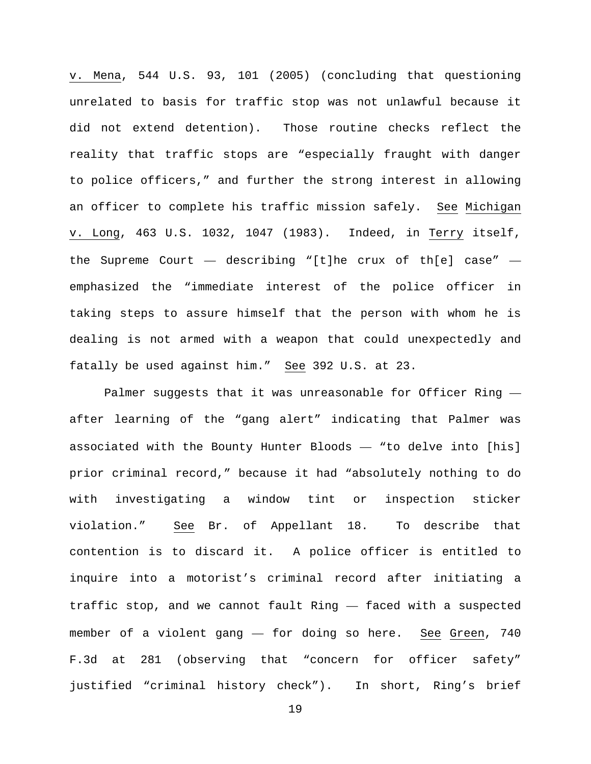v. Mena, 544 U.S. 93, 101 (2005) (concluding that questioning unrelated to basis for traffic stop was not unlawful because it did not extend detention). Those routine checks reflect the reality that traffic stops are "especially fraught with danger to police officers," and further the strong interest in allowing an officer to complete his traffic mission safely. See Michigan v. Long, 463 U.S. 1032, 1047 (1983). Indeed, in Terry itself, the Supreme Court — describing "[t]he crux of th[e] case" — emphasized the "immediate interest of the police officer in taking steps to assure himself that the person with whom he is dealing is not armed with a weapon that could unexpectedly and fatally be used against him." See 392 U.S. at 23.

Palmer suggests that it was unreasonable for Officer Ring — after learning of the "gang alert" indicating that Palmer was associated with the Bounty Hunter Bloods — "to delve into [his] prior criminal record," because it had "absolutely nothing to do with investigating a window tint or inspection sticker violation." See Br. of Appellant 18. To describe that contention is to discard it. A police officer is entitled to inquire into a motorist's criminal record after initiating a traffic stop, and we cannot fault Ring — faced with a suspected member of a violent gang — for doing so here. See Green, 740 F.3d at 281 (observing that "concern for officer safety" justified "criminal history check"). In short, Ring's brief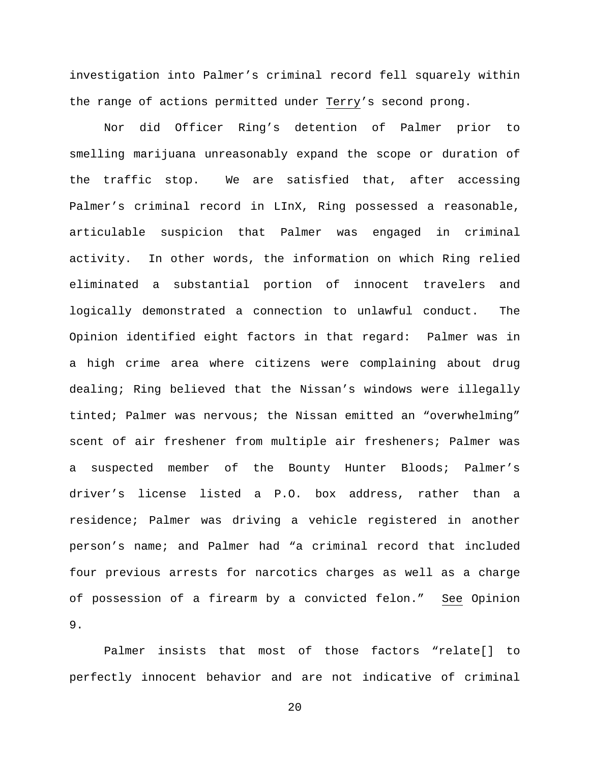investigation into Palmer's criminal record fell squarely within the range of actions permitted under Terry's second prong.

Nor did Officer Ring's detention of Palmer prior to smelling marijuana unreasonably expand the scope or duration of the traffic stop. We are satisfied that, after accessing Palmer's criminal record in LInX, Ring possessed a reasonable, articulable suspicion that Palmer was engaged in criminal activity. In other words, the information on which Ring relied eliminated a substantial portion of innocent travelers and logically demonstrated a connection to unlawful conduct. The Opinion identified eight factors in that regard: Palmer was in a high crime area where citizens were complaining about drug dealing; Ring believed that the Nissan's windows were illegally tinted; Palmer was nervous; the Nissan emitted an "overwhelming" scent of air freshener from multiple air fresheners; Palmer was a suspected member of the Bounty Hunter Bloods; Palmer's driver's license listed a P.O. box address, rather than a residence; Palmer was driving a vehicle registered in another person's name; and Palmer had "a criminal record that included four previous arrests for narcotics charges as well as a charge of possession of a firearm by a convicted felon." See Opinion 9.

Palmer insists that most of those factors "relate[] to perfectly innocent behavior and are not indicative of criminal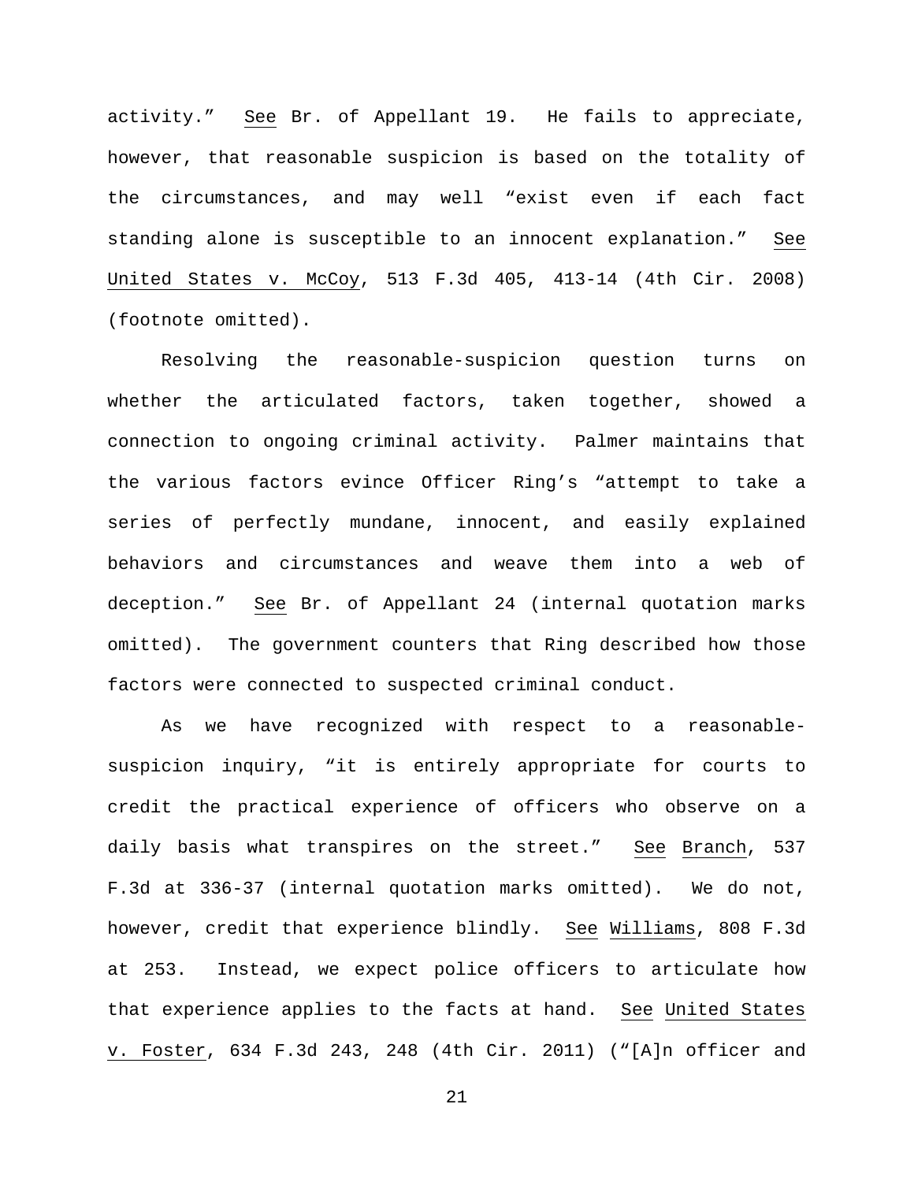activity." See Br. of Appellant 19. He fails to appreciate, however, that reasonable suspicion is based on the totality of the circumstances, and may well "exist even if each fact standing alone is susceptible to an innocent explanation." See United States v. McCoy, 513 F.3d 405, 413-14 (4th Cir. 2008) (footnote omitted).

Resolving the reasonable-suspicion question turns on whether the articulated factors, taken together, showed a connection to ongoing criminal activity. Palmer maintains that the various factors evince Officer Ring's "attempt to take a series of perfectly mundane, innocent, and easily explained behaviors and circumstances and weave them into a web of deception." See Br. of Appellant 24 (internal quotation marks omitted). The government counters that Ring described how those factors were connected to suspected criminal conduct.

As we have recognized with respect to a reasonable-suspicion inquiry, "it is entirely appropriate for courts to credit the practical experience of officers who observe on a daily basis what transpires on the street." See Branch, 537 F.3d at 336-37 (internal quotation marks omitted). We do not, however, credit that experience blindly. See Williams, 808 F.3d at 253. Instead, we expect police officers to articulate how that experience applies to the facts at hand. See United States v. Foster, 634 F.3d 243, 248 (4th Cir. 2011) ("[A]n officer and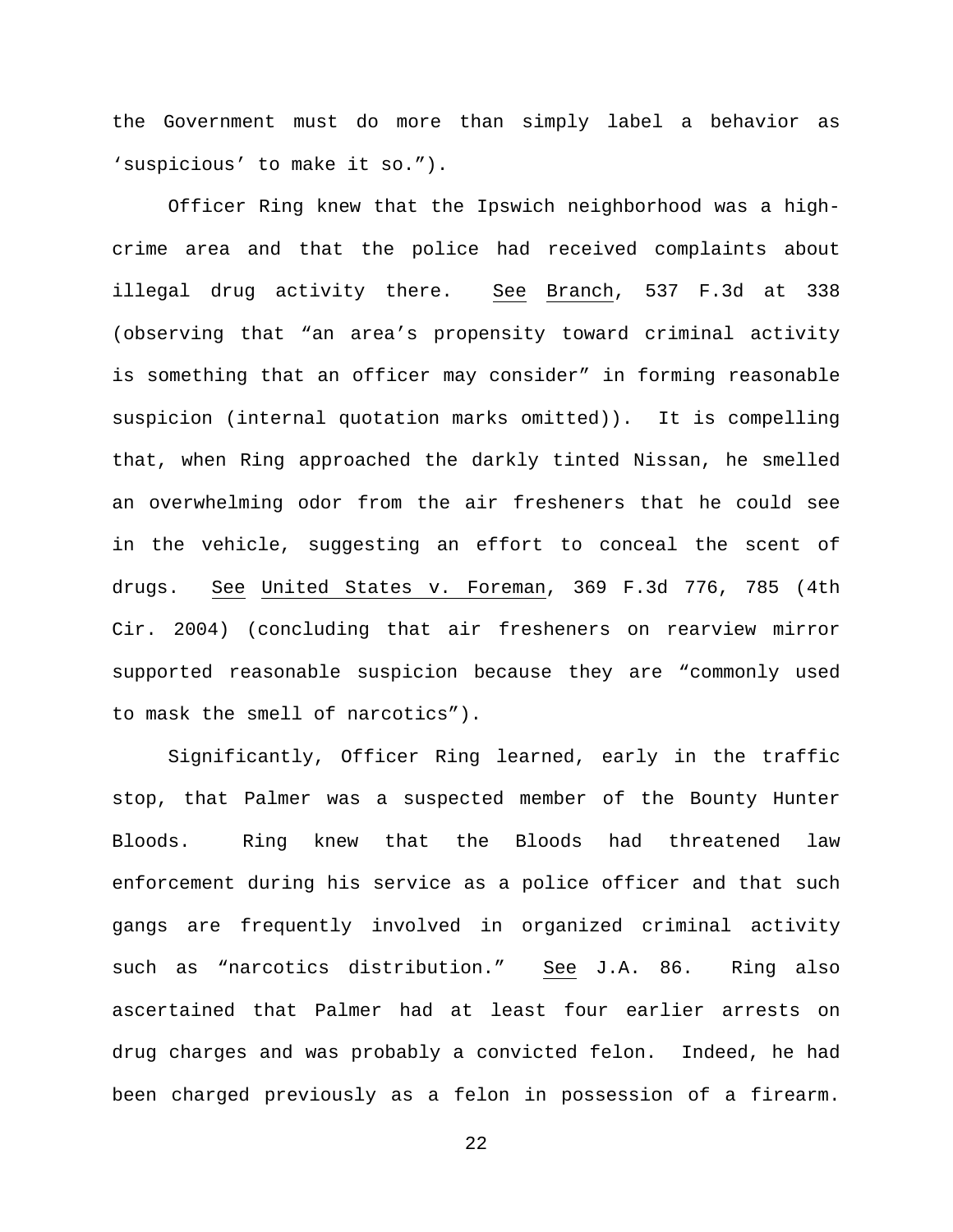the Government must do more than simply label a behavior as 'suspicious' to make it so.").

Officer Ring knew that the Ipswich neighborhood was a high-crime area and that the police had received complaints about illegal drug activity there. See Branch, 537 F.3d at 338 (observing that "an area's propensity toward criminal activity is something that an officer may consider" in forming reasonable suspicion (internal quotation marks omitted)). It is compelling that, when Ring approached the darkly tinted Nissan, he smelled an overwhelming odor from the air fresheners that he could see in the vehicle, suggesting an effort to conceal the scent of drugs. See United States v. Foreman, 369 F.3d 776, 785 (4th Cir. 2004) (concluding that air fresheners on rearview mirror supported reasonable suspicion because they are "commonly used to mask the smell of narcotics").

Significantly, Officer Ring learned, early in the traffic stop, that Palmer was a suspected member of the Bounty Hunter Bloods. Ring knew that the Bloods had threatened law enforcement during his service as a police officer and that such gangs are frequently involved in organized criminal activity such as "narcotics distribution." See J.A. 86. Ring also ascertained that Palmer had at least four earlier arrests on drug charges and was probably a convicted felon. Indeed, he had been charged previously as a felon in possession of a firearm.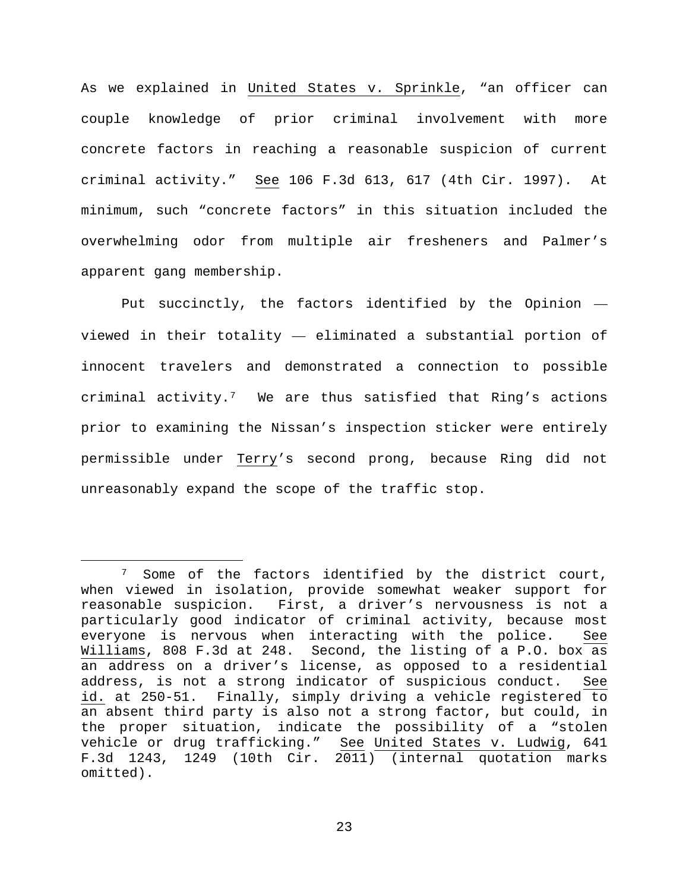As we explained in United States v. Sprinkle, "an officer can couple knowledge of prior criminal involvement with more concrete factors in reaching a reasonable suspicion of current criminal activity." See 106 F.3d 613, 617 (4th Cir. 1997). At minimum, such "concrete factors" in this situation included the overwhelming odor from multiple air fresheners and Palmer's apparent gang membership.

Put succinctly, the factors identified by the Opinion — viewed in their totality — eliminated a substantial portion of innocent travelers and demonstrated a connection to possible criminal activity.[7] We are thus satisfied that Ring's actions prior to examining the Nissan's inspection sticker were entirely permissible under Terry's second prong, because Ring did not unreasonably expand the scope of the traffic stop.

---

[7] Some of the factors identified by the district court, when viewed in isolation, provide somewhat weaker support for reasonable suspicion. First, a driver's nervousness is not a particularly good indicator of criminal activity, because most everyone is nervous when interacting with the police. See Williams, 808 F.3d at 248. Second, the listing of a P.O. box as an address on a driver's license, as opposed to a residential address, is not a strong indicator of suspicious conduct. See id. at 250-51. Finally, simply driving a vehicle registered to an absent third party is also not a strong factor, but could, in the proper situation, indicate the possibility of a "stolen vehicle or drug trafficking." See United States v. Ludwig, 641 F.3d 1243, 1249 (10th Cir. 2011) (internal quotation marks omitted).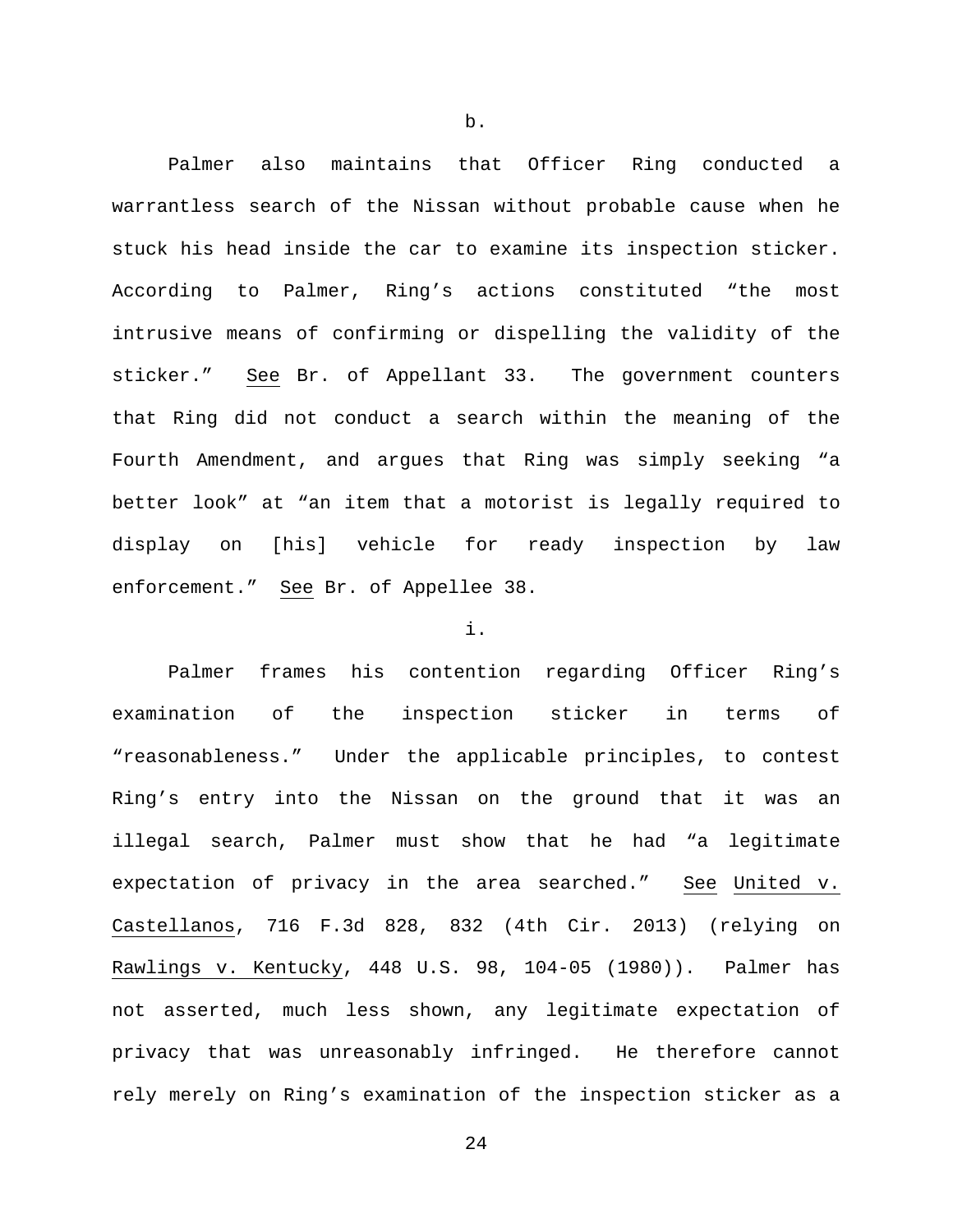b.

Palmer also maintains that Officer Ring conducted a warrantless search of the Nissan without probable cause when he stuck his head inside the car to examine its inspection sticker. According to Palmer, Ring's actions constituted "the most intrusive means of confirming or dispelling the validity of the sticker." <u>See</u> Br. of Appellant 33. The government counters that Ring did not conduct a search within the meaning of the Fourth Amendment, and argues that Ring was simply seeking "a better look" at "an item that a motorist is legally required to display on [his] vehicle for ready inspection by law enforcement." <u>See</u> Br. of Appellee 38.

i.

Palmer frames his contention regarding Officer Ring's examination of the inspection sticker in terms of "reasonableness." Under the applicable principles, to contest Ring's entry into the Nissan on the ground that it was an illegal search, Palmer must show that he had "a legitimate expectation of privacy in the area searched." <u>See</u> <u>United v. Castellanos</u>, 716 F.3d 828, 832 (4th Cir. 2013) (relying on <u>Rawlings v. Kentucky</u>, 448 U.S. 98, 104-05 (1980)). Palmer has not asserted, much less shown, any legitimate expectation of privacy that was unreasonably infringed. He therefore cannot rely merely on Ring's examination of the inspection sticker as a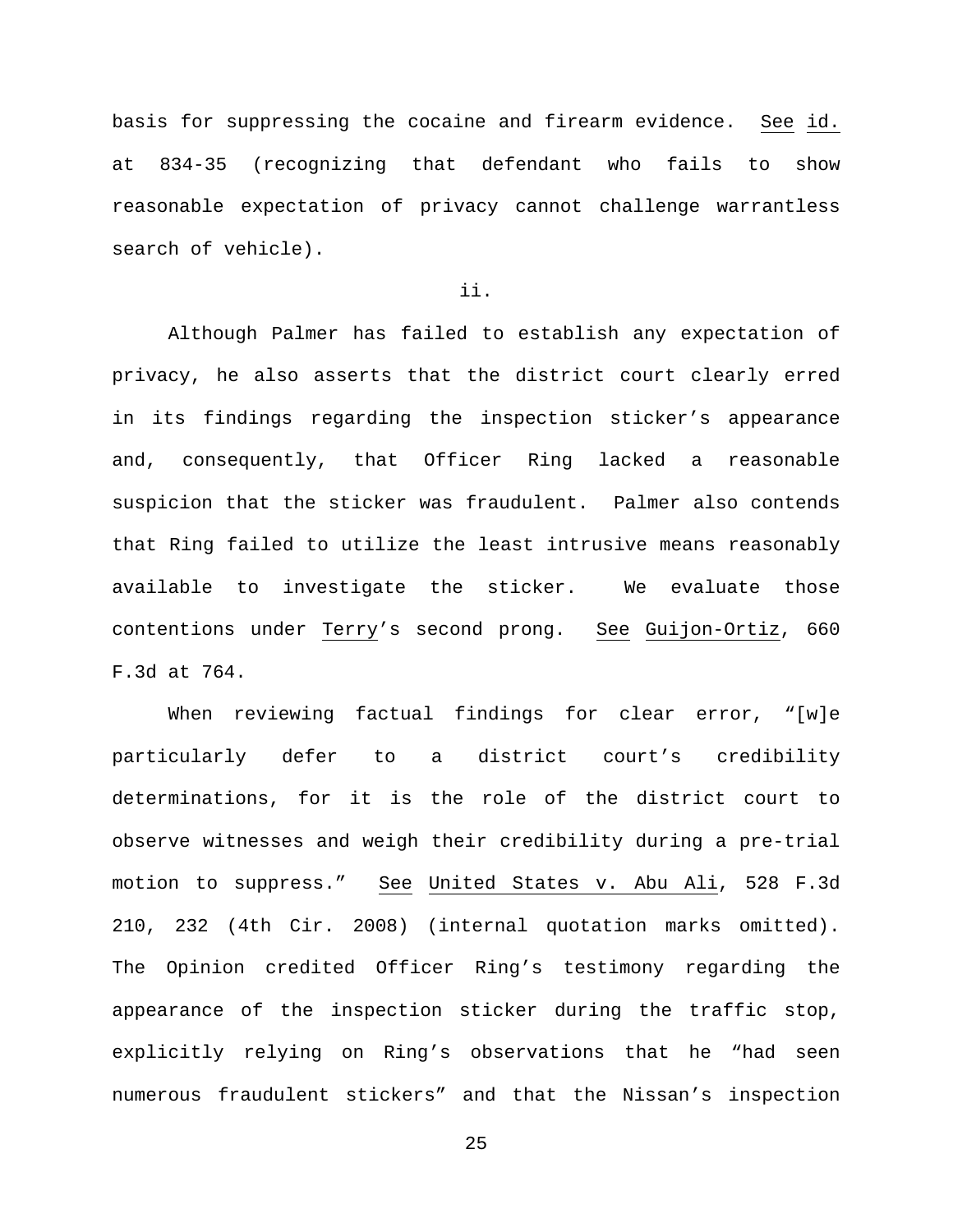basis for suppressing the cocaine and firearm evidence. See id. at 834-35 (recognizing that defendant who fails to show reasonable expectation of privacy cannot challenge warrantless search of vehicle).

ii.

Although Palmer has failed to establish any expectation of privacy, he also asserts that the district court clearly erred in its findings regarding the inspection sticker's appearance and, consequently, that Officer Ring lacked a reasonable suspicion that the sticker was fraudulent. Palmer also contends that Ring failed to utilize the least intrusive means reasonably available to investigate the sticker. We evaluate those contentions under Terry's second prong. See Guijon-Ortiz, 660 F.3d at 764.

When reviewing factual findings for clear error, "[w]e particularly defer to a district court's credibility determinations, for it is the role of the district court to observe witnesses and weigh their credibility during a pre-trial motion to suppress." See United States v. Abu Ali, 528 F.3d 210, 232 (4th Cir. 2008) (internal quotation marks omitted). The Opinion credited Officer Ring's testimony regarding the appearance of the inspection sticker during the traffic stop, explicitly relying on Ring's observations that he "had seen numerous fraudulent stickers" and that the Nissan's inspection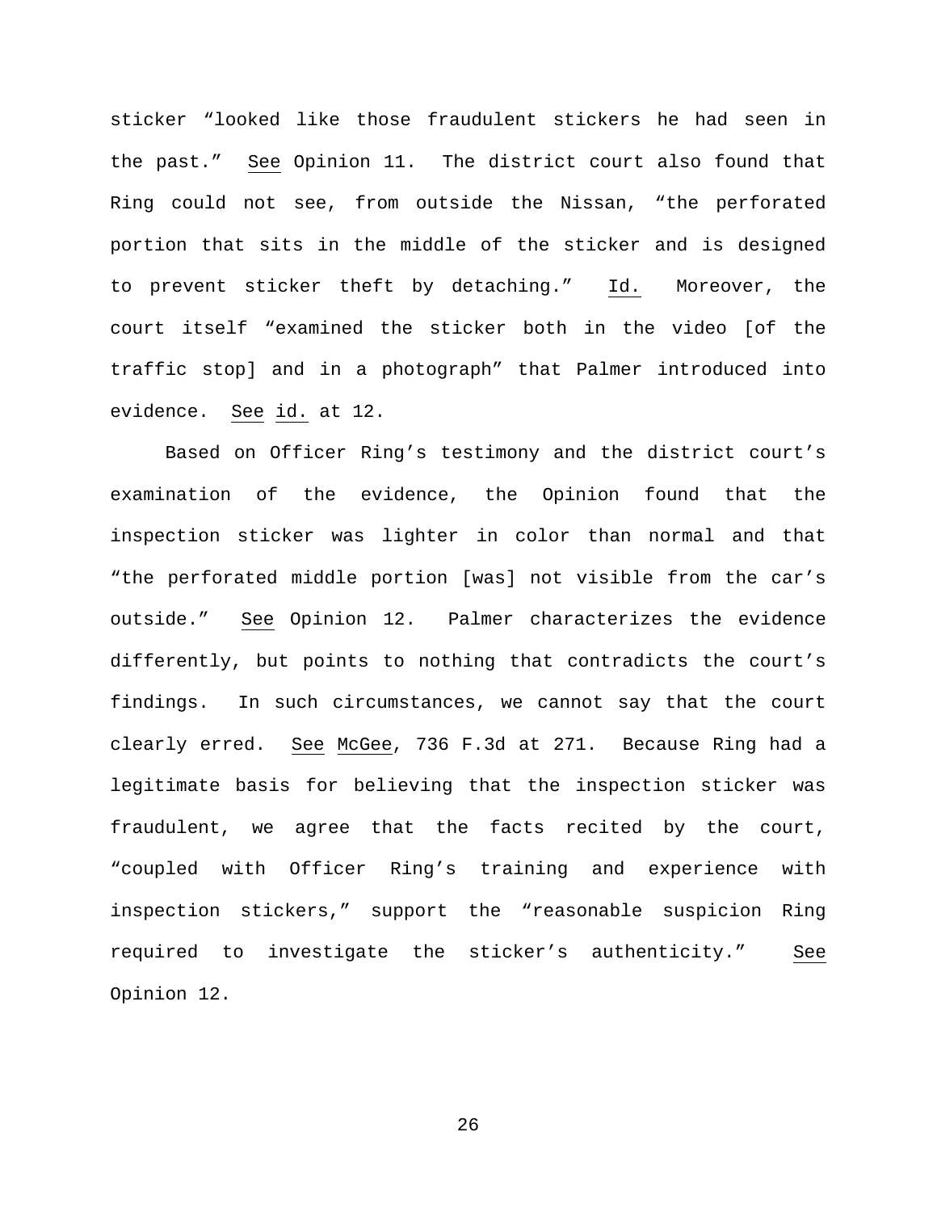sticker "looked like those fraudulent stickers he had seen in the past." See Opinion 11. The district court also found that Ring could not see, from outside the Nissan, "the perforated portion that sits in the middle of the sticker and is designed to prevent sticker theft by detaching." Id. Moreover, the court itself "examined the sticker both in the video [of the traffic stop] and in a photograph" that Palmer introduced into evidence. See id. at 12.

Based on Officer Ring's testimony and the district court's examination of the evidence, the Opinion found that the inspection sticker was lighter in color than normal and that "the perforated middle portion [was] not visible from the car's outside." See Opinion 12. Palmer characterizes the evidence differently, but points to nothing that contradicts the court's findings. In such circumstances, we cannot say that the court clearly erred. See McGee, 736 F.3d at 271. Because Ring had a legitimate basis for believing that the inspection sticker was fraudulent, we agree that the facts recited by the court, "coupled with Officer Ring's training and experience with inspection stickers," support the "reasonable suspicion Ring required to investigate the sticker's authenticity." See Opinion 12.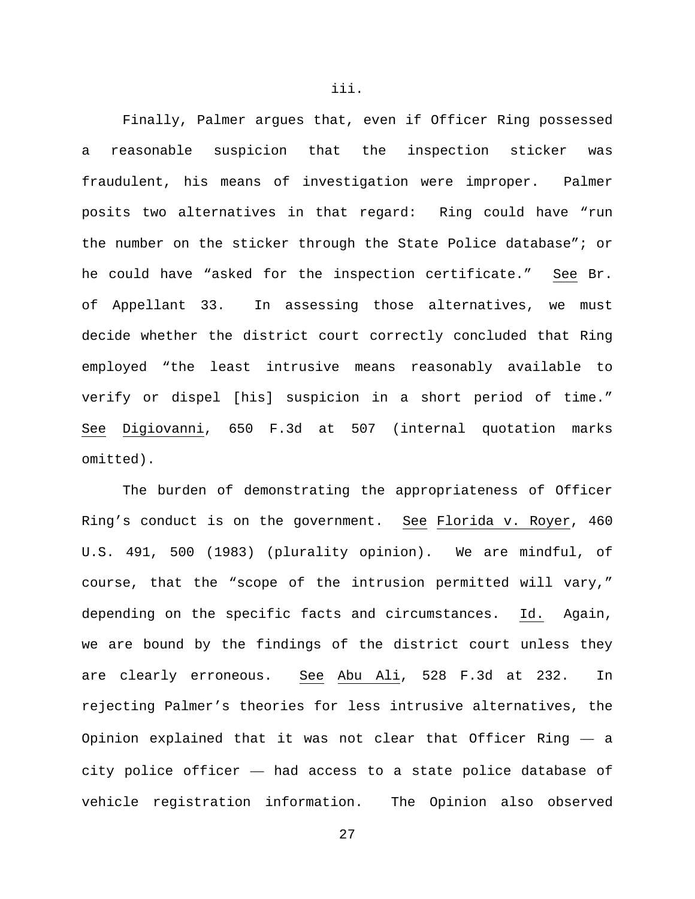iii.

Finally, Palmer argues that, even if Officer Ring possessed a reasonable suspicion that the inspection sticker was fraudulent, his means of investigation were improper. Palmer posits two alternatives in that regard: Ring could have "run the number on the sticker through the State Police database"; or he could have "asked for the inspection certificate." See Br. of Appellant 33. In assessing those alternatives, we must decide whether the district court correctly concluded that Ring employed "the least intrusive means reasonably available to verify or dispel [his] suspicion in a short period of time." See Digiovanni, 650 F.3d at 507 (internal quotation marks omitted).

The burden of demonstrating the appropriateness of Officer Ring's conduct is on the government. See Florida v. Royer, 460 U.S. 491, 500 (1983) (plurality opinion). We are mindful, of course, that the "scope of the intrusion permitted will vary," depending on the specific facts and circumstances. Id. Again, we are bound by the findings of the district court unless they are clearly erroneous. See Abu Ali, 528 F.3d at 232. In rejecting Palmer's theories for less intrusive alternatives, the Opinion explained that it was not clear that Officer Ring — a city police officer — had access to a state police database of vehicle registration information. The Opinion also observed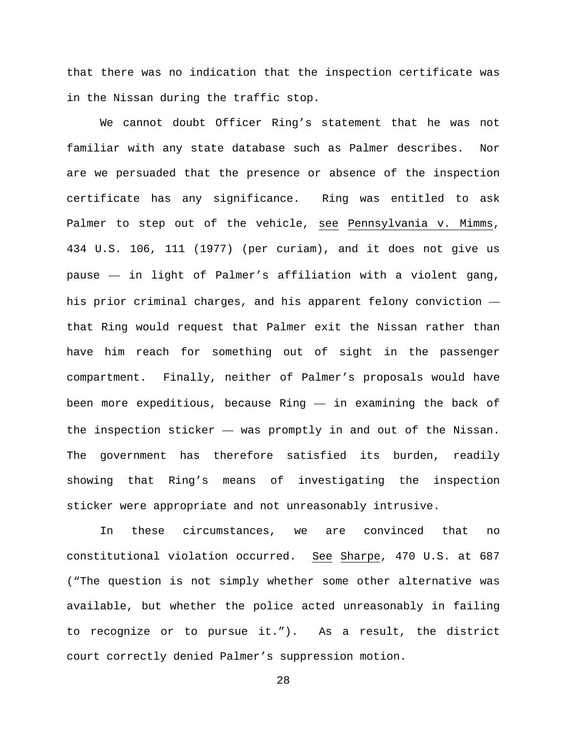that there was no indication that the inspection certificate was in the Nissan during the traffic stop.

We cannot doubt Officer Ring's statement that he was not familiar with any state database such as Palmer describes. Nor are we persuaded that the presence or absence of the inspection certificate has any significance. Ring was entitled to ask Palmer to step out of the vehicle, see Pennsylvania v. Mimms, 434 U.S. 106, 111 (1977) (per curiam), and it does not give us pause — in light of Palmer's affiliation with a violent gang, his prior criminal charges, and his apparent felony conviction — that Ring would request that Palmer exit the Nissan rather than have him reach for something out of sight in the passenger compartment. Finally, neither of Palmer's proposals would have been more expeditious, because Ring — in examining the back of the inspection sticker — was promptly in and out of the Nissan. The government has therefore satisfied its burden, readily showing that Ring's means of investigating the inspection sticker were appropriate and not unreasonably intrusive.

In these circumstances, we are convinced that no constitutional violation occurred. See Sharpe, 470 U.S. at 687 ("The question is not simply whether some other alternative was available, but whether the police acted unreasonably in failing to recognize or to pursue it."). As a result, the district court correctly denied Palmer's suppression motion.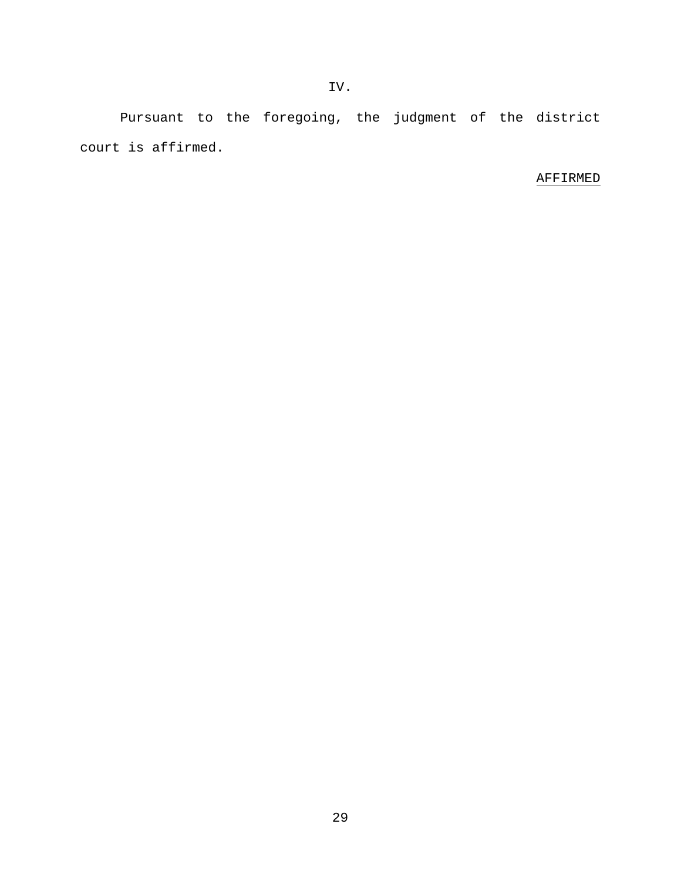## IV.

Pursuant to the foregoing, the judgment of the district court is affirmed.

AFFIRMED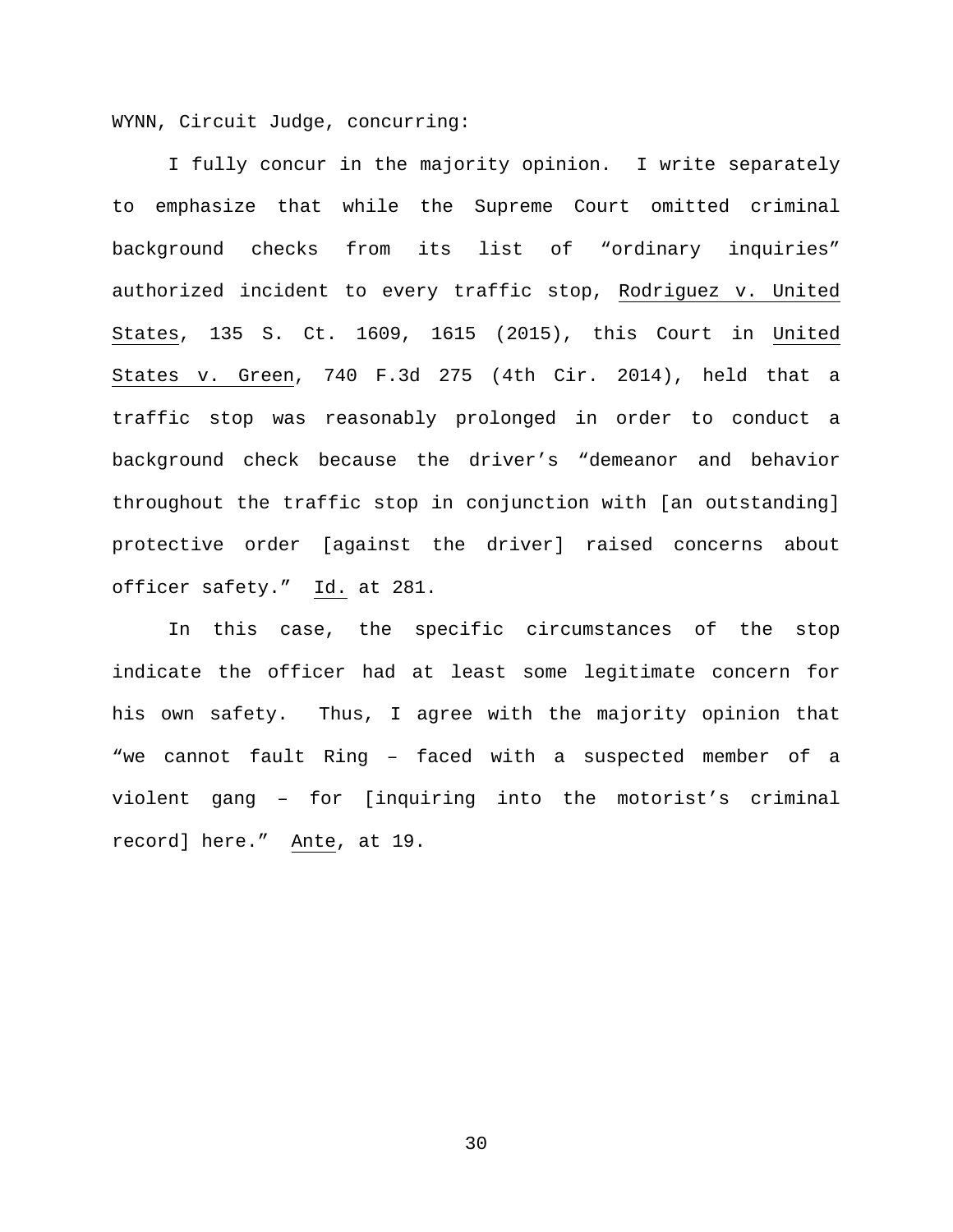WYNN, Circuit Judge, concurring:

I fully concur in the majority opinion. I write separately to emphasize that while the Supreme Court omitted criminal background checks from its list of "ordinary inquiries" authorized incident to every traffic stop, Rodriguez v. United States, 135 S. Ct. 1609, 1615 (2015), this Court in United States v. Green, 740 F.3d 275 (4th Cir. 2014), held that a traffic stop was reasonably prolonged in order to conduct a background check because the driver's "demeanor and behavior throughout the traffic stop in conjunction with [an outstanding] protective order [against the driver] raised concerns about officer safety." Id. at 281.

In this case, the specific circumstances of the stop indicate the officer had at least some legitimate concern for his own safety. Thus, I agree with the majority opinion that "we cannot fault Ring – faced with a suspected member of a violent gang – for [inquiring into the motorist's criminal record] here." Ante, at 19.